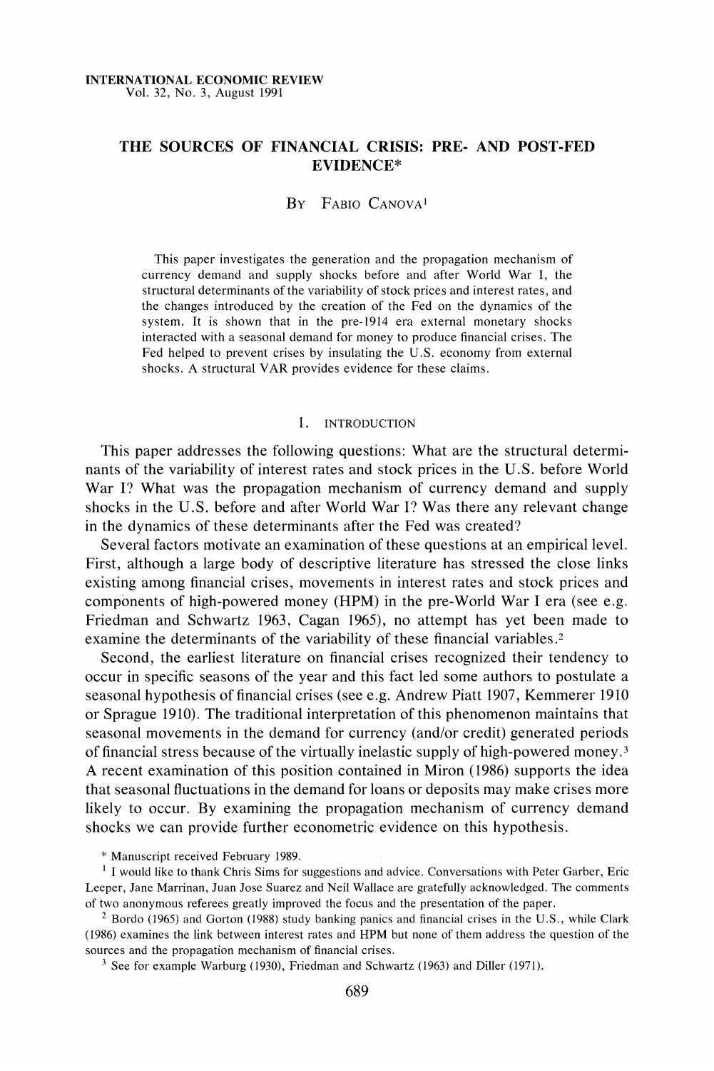# THE SOURCES OF FINANCIAL CRISIS: PRE- AND POST-FED EVIDENCE*

By Fabio Canova[1]

This paper investigates the generation and the propagation mechanism of currency demand and supply shocks before and after World War I, the structural determinants of the variability of stock prices and interest rates, and the changes introduced by the creation of the Fed on the dynamics of the system. It is shown that in the pre-1914 era external monetary shocks interacted with a seasonal demand for money to produce financial crises. The Fed helped to prevent crises by insulating the U.S. economy from external shocks. A structural VAR provides evidence for these claims.

## 1. Introduction

This paper addresses the following questions: What are the structural determinants of the variability of interest rates and stock prices in the U.S. before World War I? What was the propagation mechanism of currency demand and supply shocks in the U.S. before and after World War I? Was there any relevant change in the dynamics of these determinants after the Fed was created?

Several factors motivate an examination of these questions at an empirical level. First, although a large body of descriptive literature has stressed the close links existing among financial crises, movements in interest rates and stock prices and components of high-powered money (HPM) in the pre-World War I era (see e.g. Friedman and Schwartz 1963, Cagan 1965), no attempt has yet been made to examine the determinants of the variability of these financial variables.[2]

Second, the earliest literature on financial crises recognized their tendency to occur in specific seasons of the year and this fact led some authors to postulate a seasonal hypothesis of financial crises (see e.g. Andrew Piatt 1907, Kemmerer 1910 or Sprague 1910). The traditional interpretation of this phenomenon maintains that seasonal movements in the demand for currency (and/or credit) generated periods of financial stress because of the virtually inelastic supply of high-powered money.[3] A recent examination of this position contained in Miron (1986) supports the idea that seasonal fluctuations in the demand for loans or deposits may make crises more likely to occur. By examining the propagation mechanism of currency demand shocks we can provide further econometric evidence on this hypothesis.

---

* Manuscript received February 1989.

[1] I would like to thank Chris Sims for suggestions and advice. Conversations with Peter Garber, Eric Leeper, Jane Marrinan, Juan Jose Suarez and Neil Wallace are gratefully acknowledged. The comments of two anonymous referees greatly improved the focus and the presentation of the paper.

[2] Bordo (1965) and Gorton (1988) study banking panics and financial crises in the U.S., while Clark (1986) examines the link between interest rates and HPM but none of them address the question of the sources and the propagation mechanism of financial crises.

[3] See for example Warburg (1930), Friedman and Schwartz (1963) and Diller (1971).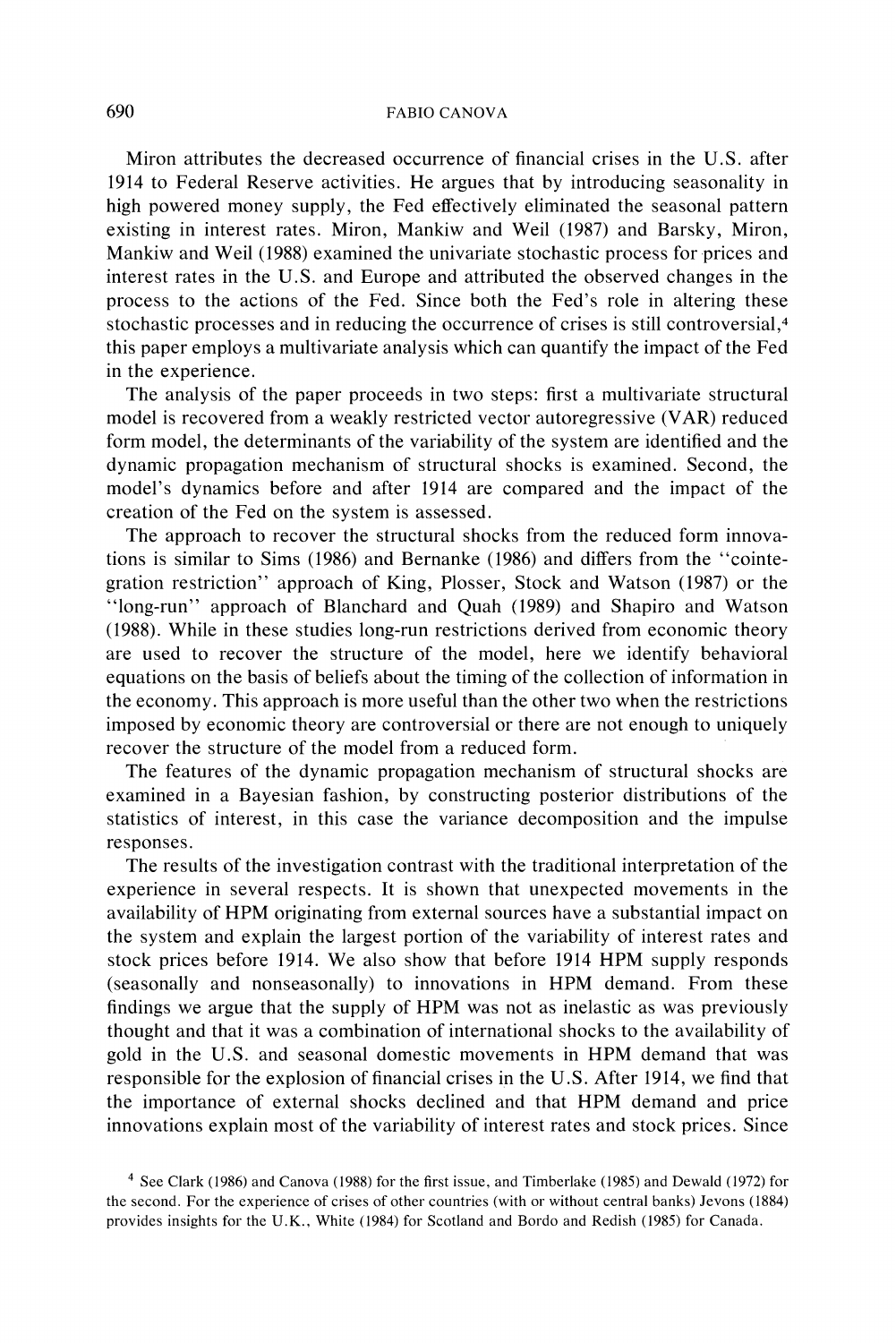Miron attributes the decreased occurrence of financial crises in the U.S. after 1914 to Federal Reserve activities. He argues that by introducing seasonality in high powered money supply, the Fed effectively eliminated the seasonal pattern existing in interest rates. Miron, Mankiw and Weil (1987) and Barsky, Miron, Mankiw and Weil (1988) examined the univariate stochastic process for prices and interest rates in the U.S. and Europe and attributed the observed changes in the process to the actions of the Fed. Since both the Fed's role in altering these stochastic processes and in reducing the occurrence of crises is still controversial,[4] this paper employs a multivariate analysis which can quantify the impact of the Fed in the experience.

The analysis of the paper proceeds in two steps: first a multivariate structural model is recovered from a weakly restricted vector autoregressive (VAR) reduced form model, the determinants of the variability of the system are identified and the dynamic propagation mechanism of structural shocks is examined. Second, the model's dynamics before and after 1914 are compared and the impact of the creation of the Fed on the system is assessed.

The approach to recover the structural shocks from the reduced form innovations is similar to Sims (1986) and Bernanke (1986) and differs from the "cointegration restriction" approach of King, Plosser, Stock and Watson (1987) or the "long-run" approach of Blanchard and Quah (1989) and Shapiro and Watson (1988). While in these studies long-run restrictions derived from economic theory are used to recover the structure of the model, here we identify behavioral equations on the basis of beliefs about the timing of the collection of information in the economy. This approach is more useful than the other two when the restrictions imposed by economic theory are controversial or there are not enough to uniquely recover the structure of the model from a reduced form.

The features of the dynamic propagation mechanism of structural shocks are examined in a Bayesian fashion, by constructing posterior distributions of the statistics of interest, in this case the variance decomposition and the impulse responses.

The results of the investigation contrast with the traditional interpretation of the experience in several respects. It is shown that unexpected movements in the availability of HPM originating from external sources have a substantial impact on the system and explain the largest portion of the variability of interest rates and stock prices before 1914. We also show that before 1914 HPM supply responds (seasonally and nonseasonally) to innovations in HPM demand. From these findings we argue that the supply of HPM was not as inelastic as was previously thought and that it was a combination of international shocks to the availability of gold in the U.S. and seasonal domestic movements in HPM demand that was responsible for the explosion of financial crises in the U.S. After 1914, we find that the importance of external shocks declined and that HPM demand and price innovations explain most of the variability of interest rates and stock prices. Since

[4] See Clark (1986) and Canova (1988) for the first issue, and Timberlake (1985) and Dewald (1972) for the second. For the experience of crises of other countries (with or without central banks) Jevons (1884) provides insights for the U.K., White (1984) for Scotland and Bordo and Redish (1985) for Canada.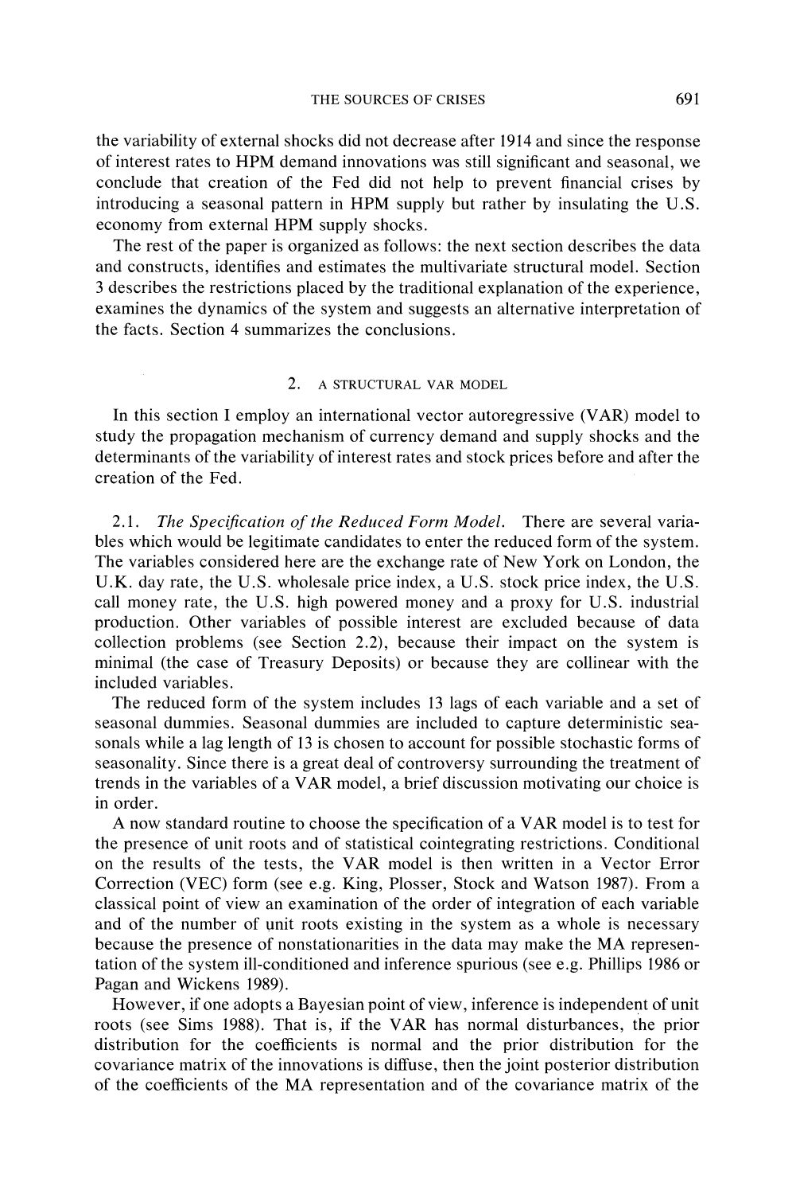the variability of external shocks did not decrease after 1914 and since the response of interest rates to HPM demand innovations was still significant and seasonal, we conclude that creation of the Fed did not help to prevent financial crises by introducing a seasonal pattern in HPM supply but rather by insulating the U.S. economy from external HPM supply shocks.

The rest of the paper is organized as follows: the next section describes the data and constructs, identifies and estimates the multivariate structural model. Section 3 describes the restrictions placed by the traditional explanation of the experience, examines the dynamics of the system and suggests an alternative interpretation of the facts. Section 4 summarizes the conclusions.

## 2. A STRUCTURAL VAR MODEL

In this section I employ an international vector autoregressive (VAR) model to study the propagation mechanism of currency demand and supply shocks and the determinants of the variability of interest rates and stock prices before and after the creation of the Fed.

2.1. *The Specification of the Reduced Form Model.* There are several variables which would be legitimate candidates to enter the reduced form of the system. The variables considered here are the exchange rate of New York on London, the U.K. day rate, the U.S. wholesale price index, a U.S. stock price index, the U.S. call money rate, the U.S. high powered money and a proxy for U.S. industrial production. Other variables of possible interest are excluded because of data collection problems (see Section 2.2), because their impact on the system is minimal (the case of Treasury Deposits) or because they are collinear with the included variables.

The reduced form of the system includes 13 lags of each variable and a set of seasonal dummies. Seasonal dummies are included to capture deterministic seasonals while a lag length of 13 is chosen to account for possible stochastic forms of seasonality. Since there is a great deal of controversy surrounding the treatment of trends in the variables of a VAR model, a brief discussion motivating our choice is in order.

A now standard routine to choose the specification of a VAR model is to test for the presence of unit roots and of statistical cointegrating restrictions. Conditional on the results of the tests, the VAR model is then written in a Vector Error Correction (VEC) form (see e.g. King, Plosser, Stock and Watson 1987). From a classical point of view an examination of the order of integration of each variable and of the number of unit roots existing in the system as a whole is necessary because the presence of nonstationarities in the data may make the MA representation of the system ill-conditioned and inference spurious (see e.g. Phillips 1986 or Pagan and Wickens 1989).

However, if one adopts a Bayesian point of view, inference is independent of unit roots (see Sims 1988). That is, if the VAR has normal disturbances, the prior distribution for the coefficients is normal and the prior distribution for the covariance matrix of the innovations is diffuse, then the joint posterior distribution of the coefficients of the MA representation and of the covariance matrix of the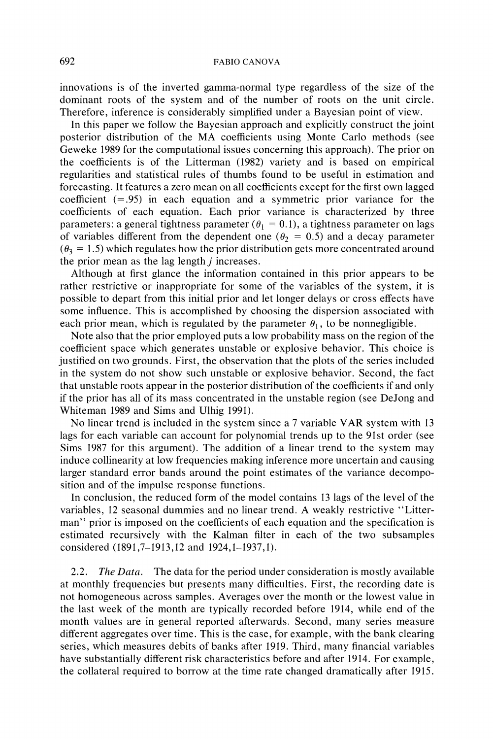innovations is of the inverted gamma-normal type regardless of the size of the dominant roots of the system and of the number of roots on the unit circle. Therefore, inference is considerably simplified under a Bayesian point of view.

In this paper we follow the Bayesian approach and explicitly construct the joint posterior distribution of the MA coefficients using Monte Carlo methods (see Geweke 1989 for the computational issues concerning this approach). The prior on the coefficients is of the Litterman (1982) variety and is based on empirical regularities and statistical rules of thumbs found to be useful in estimation and forecasting. It features a zero mean on all coefficients except for the first own lagged coefficient (=.95) in each equation and a symmetric prior variance for the coefficients of each equation. Each prior variance is characterized by three parameters: a general tightness parameter ($\theta_1 = 0.1$), a tightness parameter on lags of variables different from the dependent one ($\theta_2 = 0.5$) and a decay parameter ($\theta_3 = 1.5$) which regulates how the prior distribution gets more concentrated around the prior mean as the lag length $j$ increases.

Although at first glance the information contained in this prior appears to be rather restrictive or inappropriate for some of the variables of the system, it is possible to depart from this initial prior and let longer delays or cross effects have some influence. This is accomplished by choosing the dispersion associated with each prior mean, which is regulated by the parameter $\theta_1$, to be nonnegligible.

Note also that the prior employed puts a low probability mass on the region of the coefficient space which generates unstable or explosive behavior. This choice is justified on two grounds. First, the observation that the plots of the series included in the system do not show such unstable or explosive behavior. Second, the fact that unstable roots appear in the posterior distribution of the coefficients if and only if the prior has all of its mass concentrated in the unstable region (see DeJong and Whiteman 1989 and Sims and Ulhig 1991).

No linear trend is included in the system since a 7 variable VAR system with 13 lags for each variable can account for polynomial trends up to the 91st order (see Sims 1987 for this argument). The addition of a linear trend to the system may induce collinearity at low frequencies making inference more uncertain and causing larger standard error bands around the point estimates of the variance decomposition and of the impulse response functions.

In conclusion, the reduced form of the model contains 13 lags of the level of the variables, 12 seasonal dummies and no linear trend. A weakly restrictive "Litterman" prior is imposed on the coefficients of each equation and the specification is estimated recursively with the Kalman filter in each of the two subsamples considered (1891,7–1913,12 and 1924,1–1937,1).

### 2.2. *The Data.*

The data for the period under consideration is mostly available at monthly frequencies but presents many difficulties. First, the recording date is not homogeneous across samples. Averages over the month or the lowest value in the last week of the month are typically recorded before 1914, while end of the month values are in general reported afterwards. Second, many series measure different aggregates over time. This is the case, for example, with the bank clearing series, which measures debits of banks after 1919. Third, many financial variables have substantially different risk characteristics before and after 1914. For example, the collateral required to borrow at the time rate changed dramatically after 1915.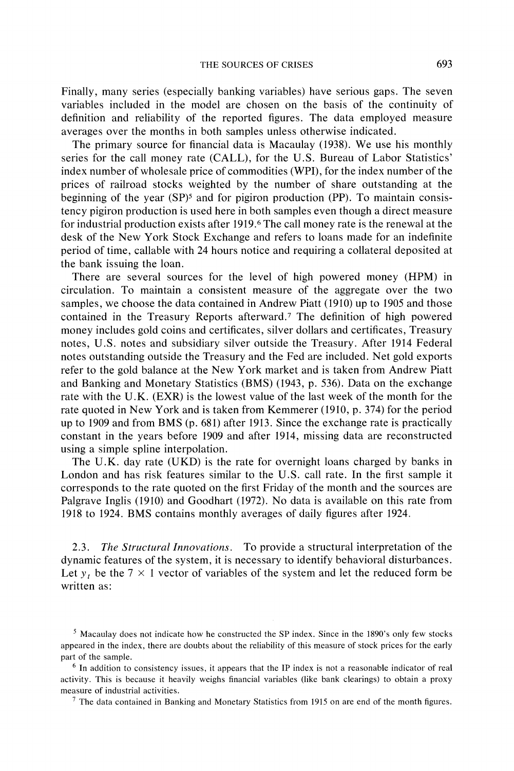Finally, many series (especially banking variables) have serious gaps. The seven variables included in the model are chosen on the basis of the continuity of definition and reliability of the reported figures. The data employed measure averages over the months in both samples unless otherwise indicated.

The primary source for financial data is Macaulay (1938). We use his monthly series for the call money rate (CALL), for the U.S. Bureau of Labor Statistics' index number of wholesale price of commodities (WPI), for the index number of the prices of railroad stocks weighted by the number of share outstanding at the beginning of the year (SP)[5] and for pigiron production (PP). To maintain consistency pigiron production is used here in both samples even though a direct measure for industrial production exists after 1919.[6] The call money rate is the renewal at the desk of the New York Stock Exchange and refers to loans made for an indefinite period of time, callable with 24 hours notice and requiring a collateral deposited at the bank issuing the loan.

There are several sources for the level of high powered money (HPM) in circulation. To maintain a consistent measure of the aggregate over the two samples, we choose the data contained in Andrew Piatt (1910) up to 1905 and those contained in the Treasury Reports afterward.[7] The definition of high powered money includes gold coins and certificates, silver dollars and certificates, Treasury notes, U.S. notes and subsidiary silver outside the Treasury. After 1914 Federal notes outstanding outside the Treasury and the Fed are included. Net gold exports refer to the gold balance at the New York market and is taken from Andrew Piatt and Banking and Monetary Statistics (BMS) (1943, p. 536). Data on the exchange rate with the U.K. (EXR) is the lowest value of the last week of the month for the rate quoted in New York and is taken from Kemmerer (1910, p. 374) for the period up to 1909 and from BMS (p. 681) after 1913. Since the exchange rate is practically constant in the years before 1909 and after 1914, missing data are reconstructed using a simple spline interpolation.

The U.K. day rate (UKD) is the rate for overnight loans charged by banks in London and has risk features similar to the U.S. call rate. In the first sample it corresponds to the rate quoted on the first Friday of the month and the sources are Palgrave Inglis (1910) and Goodhart (1972). No data is available on this rate from 1918 to 1924. BMS contains monthly averages of daily figures after 1924.

### 2.3. *The Structural Innovations.*

To provide a structural interpretation of the dynamic features of the system, it is necessary to identify behavioral disturbances. Let $y_t$ be the $7 \times 1$ vector of variables of the system and let the reduced form be written as:

---

[5] Macaulay does not indicate how he constructed the SP index. Since in the 1890's only few stocks appeared in the index, there are doubts about the reliability of this measure of stock prices for the early part of the sample.

[6] In addition to consistency issues, it appears that the IP index is not a reasonable indicator of real activity. This is because it heavily weighs financial variables (like bank clearings) to obtain a proxy measure of industrial activities.

[7] The data contained in Banking and Monetary Statistics from 1915 on are end of the month figures.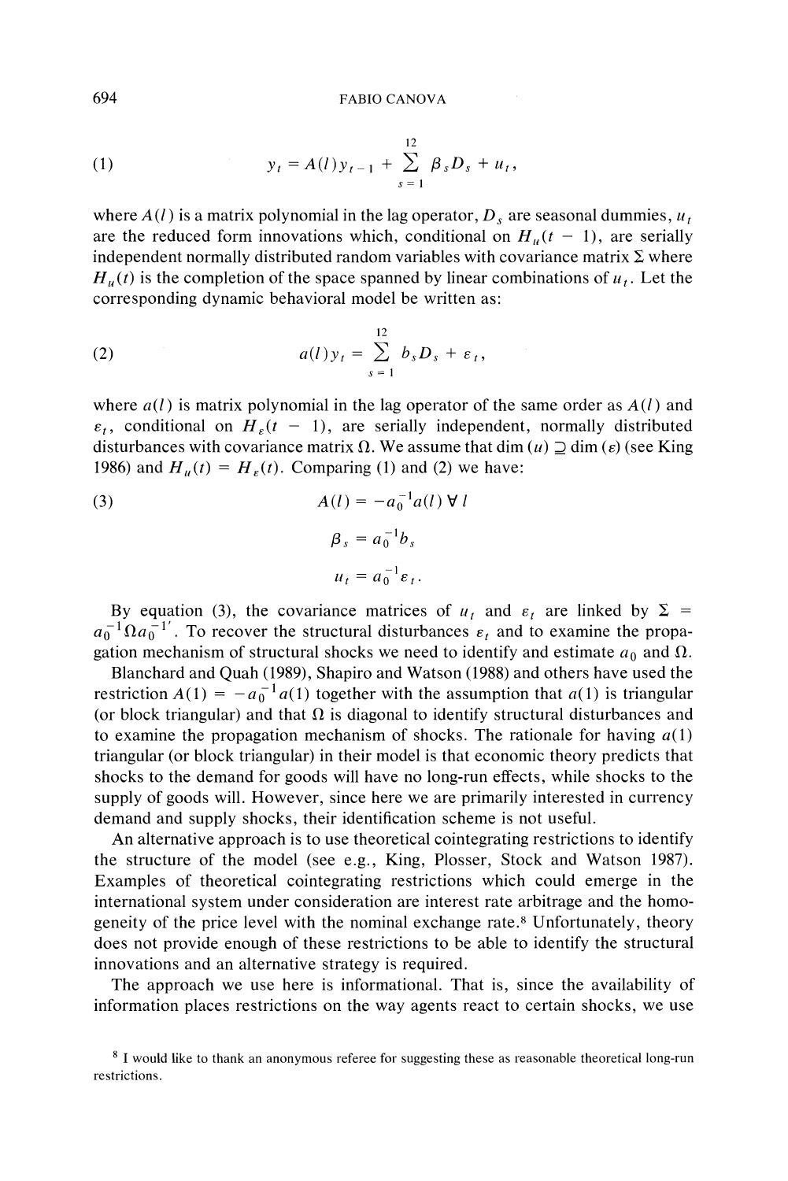$$y_t = A(l)y_{t-1} + \sum_{s=1}^{12} \beta_s D_s + u_t, \tag{1}$$

where $A(l)$ is a matrix polynomial in the lag operator, $D_s$ are seasonal dummies, $u_t$ are the reduced form innovations which, conditional on $H_u(t-1)$, are serially independent normally distributed random variables with covariance matrix $\Sigma$ where $H_u(t)$ is the completion of the space spanned by linear combinations of $u_t$. Let the corresponding dynamic behavioral model be written as:

$$a(l)y_t = \sum_{s=1}^{12} b_s D_s + \varepsilon_t, \tag{2}$$

where $a(l)$ is matrix polynomial in the lag operator of the same order as $A(l)$ and $\varepsilon_t$, conditional on $H_\varepsilon(t-1)$, are serially independent, normally distributed disturbances with covariance matrix $\Omega$. We assume that $\dim(u) \supseteq \dim(\varepsilon)$ (see King 1986) and $H_u(t) = H_\varepsilon(t)$. Comparing (1) and (2) we have:

$$A(l) = -a_0^{-1}a(l)\ \forall\ l \tag{3}$$

$$\beta_s = a_0^{-1}b_s$$

$$u_t = a_0^{-1}\varepsilon_t.$$

By equation (3), the covariance matrices of $u_t$ and $\varepsilon_t$ are linked by $\Sigma = a_0^{-1}\Omega a_0^{-1'}$. To recover the structural disturbances $\varepsilon_t$ and to examine the propagation mechanism of structural shocks we need to identify and estimate $a_0$ and $\Omega$.

Blanchard and Quah (1989), Shapiro and Watson (1988) and others have used the restriction $A(1) = -a_0^{-1}a(1)$ together with the assumption that $a(1)$ is triangular (or block triangular) and that $\Omega$ is diagonal to identify structural disturbances and to examine the propagation mechanism of shocks. The rationale for having $a(1)$ triangular (or block triangular) in their model is that economic theory predicts that shocks to the demand for goods will have no long-run effects, while shocks to the supply of goods will. However, since here we are primarily interested in currency demand and supply shocks, their identification scheme is not useful.

An alternative approach is to use theoretical cointegrating restrictions to identify the structure of the model (see e.g., King, Plosser, Stock and Watson 1987). Examples of theoretical cointegrating restrictions which could emerge in the international system under consideration are interest rate arbitrage and the homogeneity of the price level with the nominal exchange rate.[8] Unfortunately, theory does not provide enough of these restrictions to be able to identify the structural innovations and an alternative strategy is required.

The approach we use here is informational. That is, since the availability of information places restrictions on the way agents react to certain shocks, we use

[8] I would like to thank an anonymous referee for suggesting these as reasonable theoretical long-run restrictions.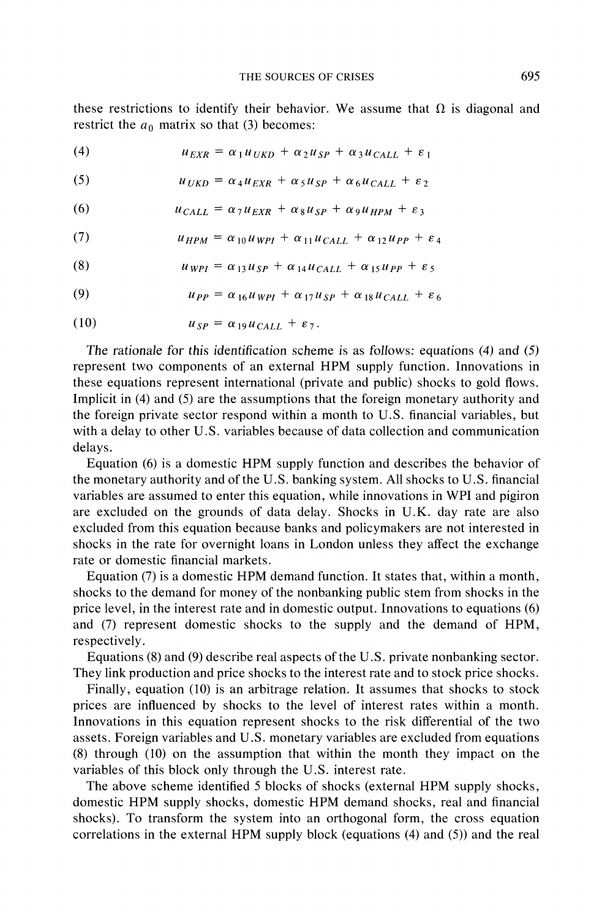these restrictions to identify their behavior. We assume that $\Omega$ is diagonal and restrict the $a_0$ matrix so that (3) becomes:

$$u_{EXR} = \alpha_1 u_{UKD} + \alpha_2 u_{SP} + \alpha_3 u_{CALL} + \varepsilon_1 \tag{4}$$

$$u_{UKD} = \alpha_4 u_{EXR} + \alpha_5 u_{SP} + \alpha_6 u_{CALL} + \varepsilon_2 \tag{5}$$

$$u_{CALL} = \alpha_7 u_{EXR} + \alpha_8 u_{SP} + \alpha_9 u_{HPM} + \varepsilon_3 \tag{6}$$

$$u_{HPM} = \alpha_{10} u_{WPI} + \alpha_{11} u_{CALL} + \alpha_{12} u_{PP} + \varepsilon_4 \tag{7}$$

$$u_{WPI} = \alpha_{13} u_{SP} + \alpha_{14} u_{CALL} + \alpha_{15} u_{PP} + \varepsilon_5 \tag{8}$$

$$u_{PP} = \alpha_{16} u_{WPI} + \alpha_{17} u_{SP} + \alpha_{18} u_{CALL} + \varepsilon_6 \tag{9}$$

$$u_{SP} = \alpha_{19} u_{CALL} + \varepsilon_7. \tag{10}$$

The rationale for this identification scheme is as follows: equations (4) and (5) represent two components of an external HPM supply function. Innovations in these equations represent international (private and public) shocks to gold flows. Implicit in (4) and (5) are the assumptions that the foreign monetary authority and the foreign private sector respond within a month to U.S. financial variables, but with a delay to other U.S. variables because of data collection and communication delays.

Equation (6) is a domestic HPM supply function and describes the behavior of the monetary authority and of the U.S. banking system. All shocks to U.S. financial variables are assumed to enter this equation, while innovations in WPI and pigiron are excluded on the grounds of data delay. Shocks in U.K. day rate are also excluded from this equation because banks and policymakers are not interested in shocks in the rate for overnight loans in London unless they affect the exchange rate or domestic financial markets.

Equation (7) is a domestic HPM demand function. It states that, within a month, shocks to the demand for money of the nonbanking public stem from shocks in the price level, in the interest rate and in domestic output. Innovations to equations (6) and (7) represent domestic shocks to the supply and the demand of HPM, respectively.

Equations (8) and (9) describe real aspects of the U.S. private nonbanking sector. They link production and price shocks to the interest rate and to stock price shocks.

Finally, equation (10) is an arbitrage relation. It assumes that shocks to stock prices are influenced by shocks to the level of interest rates within a month. Innovations in this equation represent shocks to the risk differential of the two assets. Foreign variables and U.S. monetary variables are excluded from equations (8) through (10) on the assumption that within the month they impact on the variables of this block only through the U.S. interest rate.

The above scheme identified 5 blocks of shocks (external HPM supply shocks, domestic HPM supply shocks, domestic HPM demand shocks, real and financial shocks). To transform the system into an orthogonal form, the cross equation correlations in the external HPM supply block (equations (4) and (5)) and the real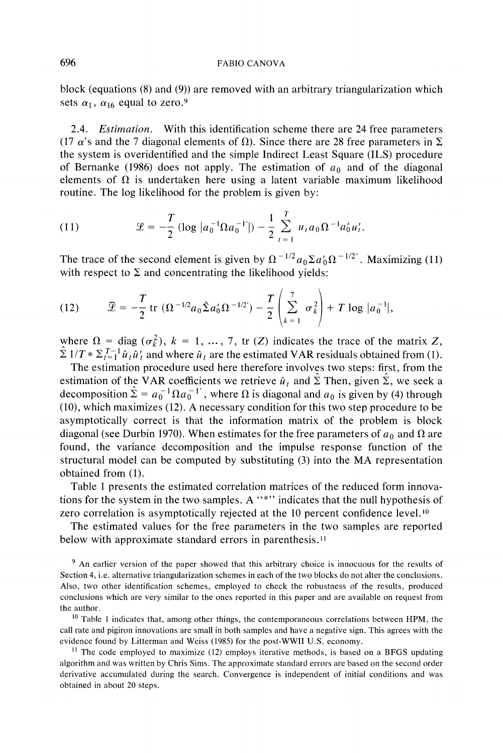block (equations (8) and (9)) are removed with an arbitrary triangularization which sets $\alpha_1$, $\alpha_{16}$ equal to zero.[9]

2.4. *Estimation.* With this identification scheme there are 24 free parameters (17 $\alpha$'s and the 7 diagonal elements of $\Omega$). Since there are 28 free parameters in $\Sigma$ the system is overidentified and the simple Indirect Least Square (ILS) procedure of Bernanke (1986) does not apply. The estimation of $a_0$ and of the diagonal elements of $\Omega$ is undertaken here using a latent variable maximum likelihood routine. The log likelihood for the problem is given by:

$$\mathcal{L} = -\frac{T}{2}\left(\log |a_0^{-1}\Omega a_0^{-1'}|\right) - \frac{1}{2}\sum_{t=1}^{T} u_t a_0 \Omega^{-1} a_0' u_t'. \tag{11}$$

The trace of the second element is given by $\Omega^{-1/2}a_0\Sigma a_0'\Omega^{-1/2'}$. Maximizing (11) with respect to $\Sigma$ and concentrating the likelihood yields:

$$\bar{\mathcal{L}} = -\frac{T}{2}\,\mathrm{tr}\,(\Omega^{-1/2}a_0\hat{\Sigma}a_0'\Omega^{-1/2'}) - \frac{T}{2}\left(\sum_{k=1}^{7}\sigma_k^2\right) + T\log|a_0^{-1}|, \tag{12}$$

where $\Omega = \mathrm{diag}\,(\sigma_k^2)$, $k = 1, \ldots, 7$, tr $(Z)$ indicates the trace of the matrix $Z$, $\hat{\Sigma}\; 1/T * \Sigma_{t=1}^{T-1}\hat{u}_t\hat{u}'_t$ and where $\hat{u}_t$ are the estimated VAR residuals obtained from (1).

The estimation procedure used here therefore involves two steps: first, from the estimation of the VAR coefficients we retrieve $\hat{u}_t$ and $\hat{\Sigma}$ Then, given $\hat{\Sigma}$, we seek a decomposition $\hat{\Sigma} = a_0^{-1}\Omega a_0^{-1'}$, where $\Omega$ is diagonal and $a_0$ is given by (4) through (10), which maximizes (12). A necessary condition for this two step procedure to be asymptotically correct is that the information matrix of the problem is block diagonal (see Durbin 1970). When estimates for the free parameters of $a_0$ and $\Omega$ are found, the variance decomposition and the impulse response function of the structural model can be computed by substituting (3) into the MA representation obtained from (1).

Table 1 presents the estimated correlation matrices of the reduced form innovations for the system in the two samples. A "*" indicates that the null hypothesis of zero correlation is asymptotically rejected at the 10 percent confidence level.[10]

The estimated values for the free parameters in the two samples are reported below with approximate standard errors in parenthesis.[11]

[9] An earlier version of the paper showed that this arbitrary choice is innocuous for the results of Section 4, i.e. alternative triangularization schemes in each of the two blocks do not alter the conclusions. Also, two other identification schemes, employed to check the robustness of the results, produced conclusions which are very similar to the ones reported in this paper and are available on request from the author.

[10] Table 1 indicates that, among other things, the contemporaneous correlations between HPM, the call rate and pigiron innovations are small in both samples and have a negative sign. This agrees with the evidence found by Litterman and Weiss (1985) for the post-WWII U.S. economy.

[11] The code employed to maximize (12) employs iterative methods, is based on a BFGS updating algorithm and was written by Chris Sims. The approximate standard errors are based on the second order derivative accumulated during the search. Convergence is independent of initial conditions and was obtained in about 20 steps.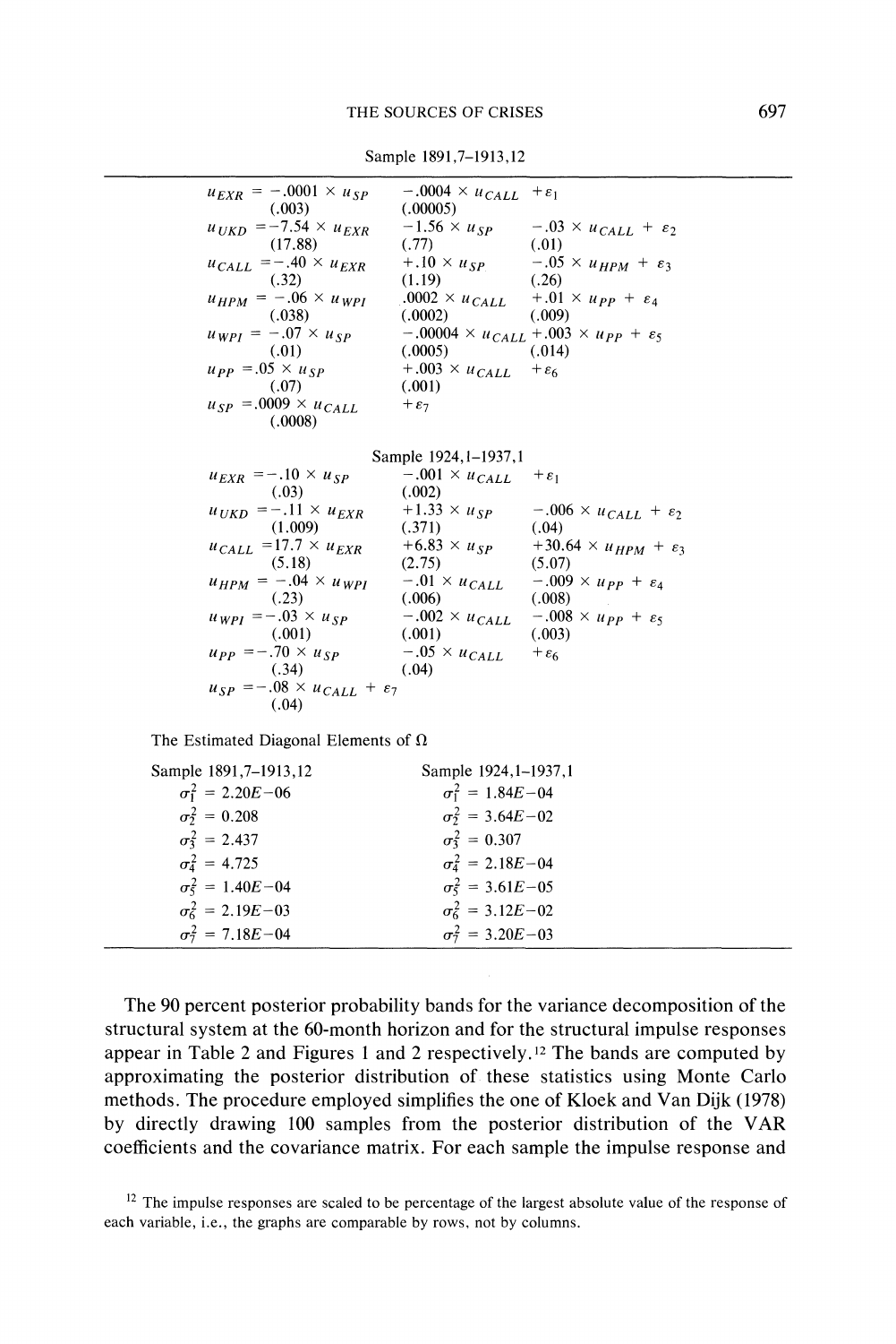Sample 1891,7–1913,12

$$
\begin{aligned}
u_{EXR} &= -.0001 \times u_{SP} \underset{(.003)}{} \quad -.0004 \times u_{CALL} \underset{(.00005)}{} \quad + \varepsilon_1 \\
u_{UKD} &= -7.54 \times u_{EXR} \underset{(17.88)}{} \quad -1.56 \times u_{SP} \underset{(.77)}{} \quad -.03 \times u_{CALL} \underset{(.01)}{} + \varepsilon_2 \\
u_{CALL} &= -.40 \times u_{EXR} \underset{(.32)}{} \quad +.10 \times u_{SP} \underset{(1.19)}{} \quad -.05 \times u_{HPM} \underset{(.26)}{} + \varepsilon_3 \\
u_{HPM} &= -.06 \times u_{WPI} \underset{(.038)}{} \quad .0002 \times u_{CALL} \underset{(.0002)}{} \quad +.01 \times u_{PP} \underset{(.009)}{} + \varepsilon_4 \\
u_{WPI} &= -.07 \times u_{SP} \underset{(.01)}{} \quad -.00004 \times u_{CALL} \underset{(.0005)}{} \quad +.003 \times u_{PP} \underset{(.014)}{} + \varepsilon_5 \\
u_{PP} &= .05 \times u_{SP} \underset{(.07)}{} \quad +.003 \times u_{CALL} \underset{(.001)}{} \quad + \varepsilon_6 \\
u_{SP} &= .0009 \times u_{CALL} \underset{(.0008)}{} \quad + \varepsilon_7
\end{aligned}
$$

Sample 1924,1–1937,1

$$
\begin{aligned}
u_{EXR} &= -.10 \times u_{SP} \underset{(.03)}{} \quad -.001 \times u_{CALL} \underset{(.002)}{} \quad + \varepsilon_1 \\
u_{UKD} &= -.11 \times u_{EXR} \underset{(1.009)}{} \quad +1.33 \times u_{SP} \underset{(.371)}{} \quad -.006 \times u_{CALL} \underset{(.04)}{} + \varepsilon_2 \\
u_{CALL} &= 17.7 \times u_{EXR} \underset{(5.18)}{} \quad +6.83 \times u_{SP} \underset{(2.75)}{} \quad +30.64 \times u_{HPM} \underset{(5.07)}{} + \varepsilon_3 \\
u_{HPM} &= -.04 \times u_{WPI} \underset{(.23)}{} \quad -.01 \times u_{CALL} \underset{(.006)}{} \quad -.009 \times u_{PP} \underset{(.008)}{} + \varepsilon_4 \\
u_{WPI} &= -.03 \times u_{SP} \underset{(.001)}{} \quad -.002 \times u_{CALL} \underset{(.001)}{} \quad -.008 \times u_{PP} \underset{(.003)}{} + \varepsilon_5 \\
u_{PP} &= -.70 \times u_{SP} \underset{(.34)}{} \quad -.05 \times u_{CALL} \underset{(.04)}{} \quad + \varepsilon_6 \\
u_{SP} &= -.08 \times u_{CALL} \underset{(.04)}{} + \varepsilon_7
\end{aligned}
$$

The Estimated Diagonal Elements of $\Omega$

| Sample 1891,7–1913,12 | Sample 1924,1–1937,1 |
|---|---|
| $\sigma_1^2 = 2.20E{-}06$ | $\sigma_1^2 = 1.84E{-}04$ |
| $\sigma_2^2 = 0.208$ | $\sigma_2^2 = 3.64E{-}02$ |
| $\sigma_3^2 = 2.437$ | $\sigma_3^2 = 0.307$ |
| $\sigma_4^2 = 4.725$ | $\sigma_4^2 = 2.18E{-}04$ |
| $\sigma_5^2 = 1.40E{-}04$ | $\sigma_5^2 = 3.61E{-}05$ |
| $\sigma_6^2 = 2.19E{-}03$ | $\sigma_6^2 = 3.12E{-}02$ |
| $\sigma_7^2 = 7.18E{-}04$ | $\sigma_7^2 = 3.20E{-}03$ |

The 90 percent posterior probability bands for the variance decomposition of the structural system at the 60-month horizon and for the structural impulse responses appear in Table 2 and Figures 1 and 2 respectively.[12] The bands are computed by approximating the posterior distribution of these statistics using Monte Carlo methods. The procedure employed simplifies the one of Kloek and Van Dijk (1978) by directly drawing 100 samples from the posterior distribution of the VAR coefficients and the covariance matrix. For each sample the impulse response and

[12] The impulse responses are scaled to be percentage of the largest absolute value of the response of each variable, i.e., the graphs are comparable by rows, not by columns.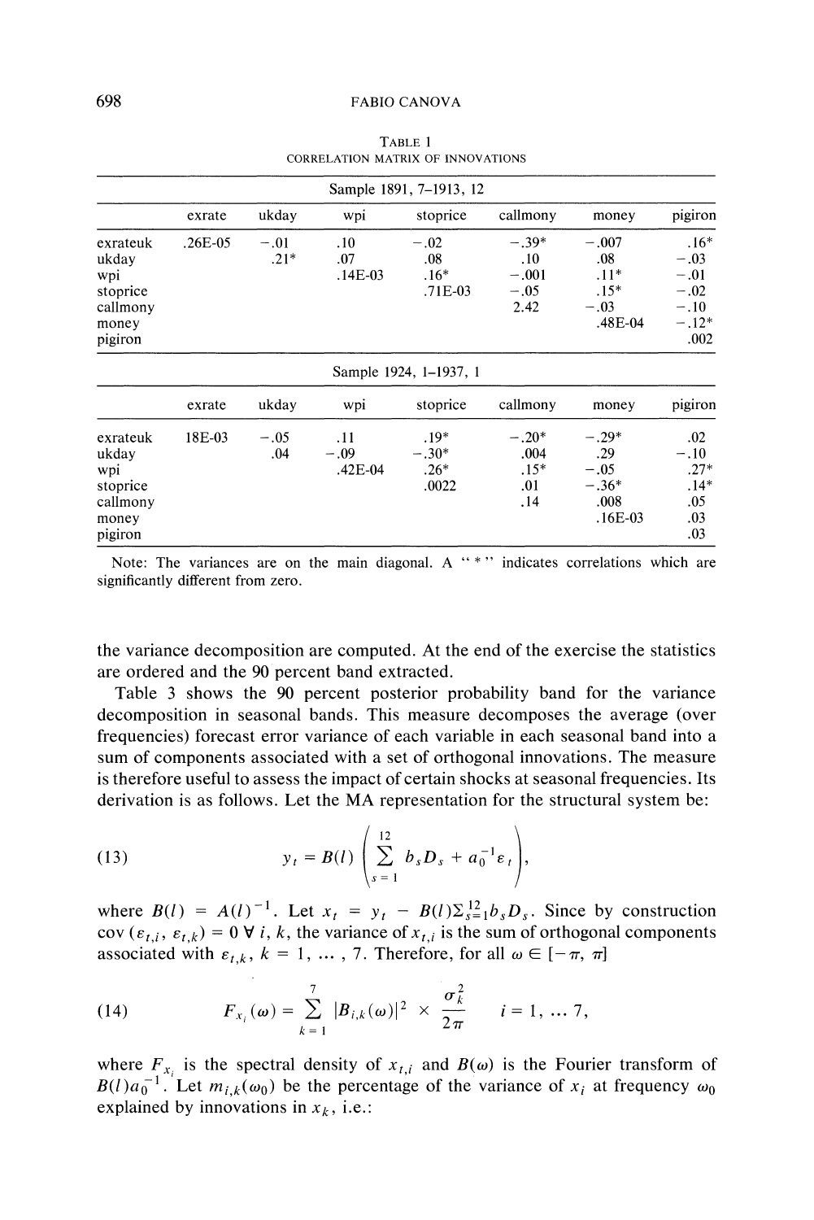TABLE 1
CORRELATION MATRIX OF INNOVATIONS

| Sample 1891, 7–1913, 12 | | | | | | | |
|---|---|---|---|---|---|---|---|
| | exrate | ukday | wpi | stoprice | callmony | money | pigiron |
| exrateuk | .26E-05 | −.01 | .10 | −.02 | −.39* | −.007 | .16* |
| ukday | | .21* | .07 | .08 | .10 | .08 | −.03 |
| wpi | | | .14E-03 | .16* | −.001 | .11* | −.01 |
| stoprice | | | | .71E-03 | −.05 | .15* | −.02 |
| callmony | | | | | 2.42 | −.03 | −.10 |
| money | | | | | | .48E-04 | −.12* |
| pigiron | | | | | | | .002 |

| Sample 1924, 1–1937, 1 | | | | | | | |
|---|---|---|---|---|---|---|---|
| | exrate | ukday | wpi | stoprice | callmony | money | pigiron |
| exrateuk | 18E-03 | −.05 | .11 | .19* | −.20* | −.29* | .02 |
| ukday | | .04 | −.09 | −.30* | .004 | .29 | −.10 |
| wpi | | | .42E-04 | .26* | .15* | −.05 | .27* |
| stoprice | | | | .0022 | .01 | −.36* | .14* |
| callmony | | | | | .14 | .008 | .05 |
| money | | | | | | .16E-03 | .03 |
| pigiron | | | | | | | .03 |

Note: The variances are on the main diagonal. A " * " indicates correlations which are significantly different from zero.

the variance decomposition are computed. At the end of the exercise the statistics are ordered and the 90 percent band extracted.

Table 3 shows the 90 percent posterior probability band for the variance decomposition in seasonal bands. This measure decomposes the average (over frequencies) forecast error variance of each variable in each seasonal band into a sum of components associated with a set of orthogonal innovations. The measure is therefore useful to assess the impact of certain shocks at seasonal frequencies. Its derivation is as follows. Let the MA representation for the structural system be:

$$
(13) \qquad y_t = B(l)\left(\sum_{s=1}^{12} b_s D_s + a_0^{-1}\varepsilon_t\right),
$$

where $B(l) = A(l)^{-1}$. Let $x_t = y_t - B(l)\Sigma_{s=1}^{12} b_s D_s$. Since by construction $\operatorname{cov}(\varepsilon_{t,i}, \varepsilon_{t,k}) = 0 \ \forall\ i, k$, the variance of $x_{t,i}$ is the sum of orthogonal components associated with $\varepsilon_{t,k}$, $k = 1, \ldots, 7$. Therefore, for all $\omega \in [-\pi, \pi]$

$$
(14) \qquad F_{x_i}(\omega) = \sum_{k=1}^{7} |B_{i,k}(\omega)|^2 \times \frac{\sigma_k^2}{2\pi} \qquad i = 1, \ldots 7,
$$

where $F_{x_i}$ is the spectral density of $x_{t,i}$ and $B(\omega)$ is the Fourier transform of $B(l)a_0^{-1}$. Let $m_{i,k}(\omega_0)$ be the percentage of the variance of $x_i$ at frequency $\omega_0$ explained by innovations in $x_k$, i.e.: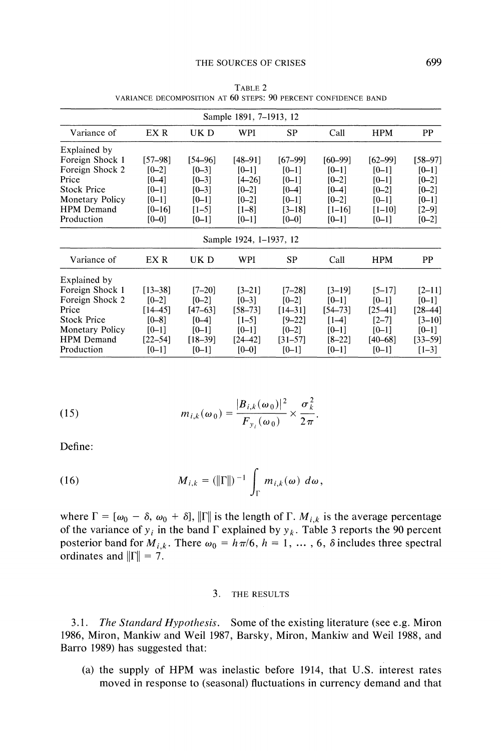TABLE 2
VARIANCE DECOMPOSITION AT 60 STEPS: 90 PERCENT CONFIDENCE BAND

| Sample 1891, 7–1913, 12 | | | | | | | |
|---|---|---|---|---|---|---|---|
| Variance of | EX R | UK D | WPI | SP | Call | HPM | PP |
| Explained by | | | | | | | |
| Foreign Shock 1 | [57–98] | [54–96] | [48–91] | [67–99] | [60–99] | [62–99] | [58–97] |
| Foreign Shock 2 | [0–2] | [0–3] | [0–1] | [0–1] | [0–1] | [0–1] | [0–1] |
| Price | [0–4] | [0–3] | [4–26] | [0–1] | [0–2] | [0–1] | [0–2] |
| Stock Price | [0–1] | [0–3] | [0–2] | [0–4] | [0–4] | [0–2] | [0–2] |
| Monetary Policy | [0–1] | [0–1] | [0–2] | [0–1] | [0–2] | [0–1] | [0–1] |
| HPM Demand | [0–16] | [1–5] | [1–8] | [3–18] | [1–16] | [1–10] | [2–9] |
| Production | [0–0] | [0–1] | [0–1] | [0–0] | [0–1] | [0–1] | [0–2] |

| Sample 1924, 1–1937, 12 | | | | | | | |
|---|---|---|---|---|---|---|---|
| Variance of | EX R | UK D | WPI | SP | Call | HPM | PP |
| Explained by | | | | | | | |
| Foreign Shock 1 | [13–38] | [7–20] | [3–21] | [7–28] | [3–19] | [5–17] | [2–11] |
| Foreign Shock 2 | [0–2] | [0–2] | [0–3] | [0–2] | [0–1] | [0–1] | [0–1] |
| Price | [14–45] | [47–63] | [58–73] | [14–31] | [54–73] | [25–41] | [28–44] |
| Stock Price | [0–8] | [0–4] | [1–5] | [9–22] | [1–4] | [2–7] | [3–10] |
| Monetary Policy | [0–1] | [0–1] | [0–1] | [0–2] | [0–1] | [0–1] | [0–1] |
| HPM Demand | [22–54] | [18–39] | [24–42] | [31–57] | [8–22] | [40–68] | [33–59] |
| Production | [0–1] | [0–1] | [0–0] | [0–1] | [0–1] | [0–1] | [1–3] |

$$m_{i,k}(\omega_0) = \frac{|B_{i,k}(\omega_0)|^2}{F_{y_i}(\omega_0)} \times \frac{\sigma_k^2}{2\pi}. \tag{15}$$

Define:

$$M_{i,k} = (\|\Gamma\|)^{-1} \int_{\Gamma} m_{i,k}(\omega)\, d\omega, \tag{16}$$

where $\Gamma = [\omega_0 - \delta, \omega_0 + \delta]$, $\|\Gamma\|$ is the length of $\Gamma$. $M_{i,k}$ is the average percentage of the variance of $y_i$ in the band $\Gamma$ explained by $y_k$. Table 3 reports the 90 percent posterior band for $M_{i,k}$. There $\omega_0 = h\pi/6$, $h = 1, \ldots, 6$, $\delta$ includes three spectral ordinates and $\|\Gamma\| = 7$.

## 3. THE RESULTS

3.1. *The Standard Hypothesis.* Some of the existing literature (see e.g. Miron 1986, Miron, Mankiw and Weil 1987, Barsky, Miron, Mankiw and Weil 1988, and Barro 1989) has suggested that:

(a) the supply of HPM was inelastic before 1914, that U.S. interest rates moved in response to (seasonal) fluctuations in currency demand and that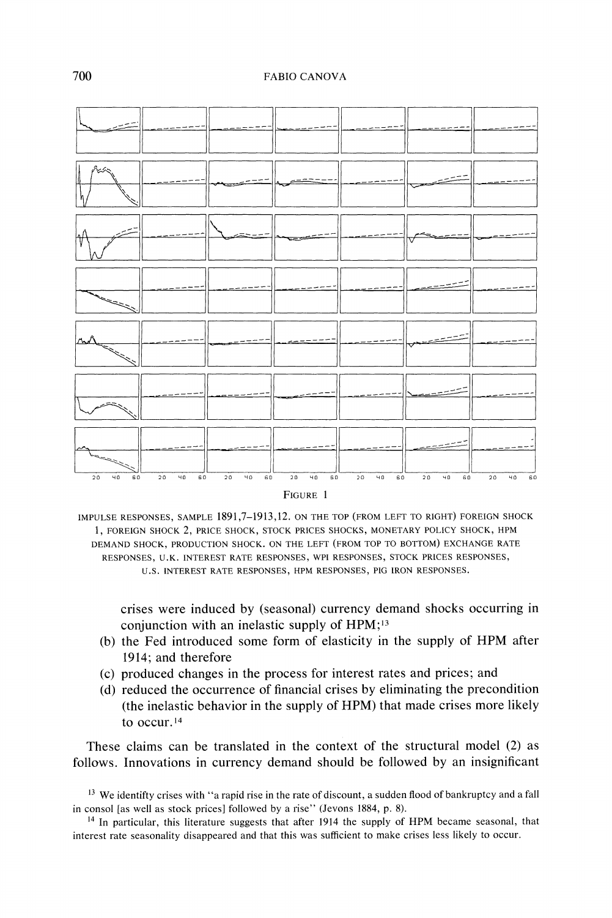FIGURE 1

IMPULSE RESPONSES, SAMPLE 1891,7–1913,12. ON THE TOP (FROM LEFT TO RIGHT) FOREIGN SHOCK 1, FOREIGN SHOCK 2, PRICE SHOCK, STOCK PRICES SHOCKS, MONETARY POLICY SHOCK, HPM DEMAND SHOCK, PRODUCTION SHOCK. ON THE LEFT (FROM TOP TO BOTTOM) EXCHANGE RATE RESPONSES, U.K. INTEREST RATE RESPONSES, WPI RESPONSES, STOCK PRICES RESPONSES, U.S. INTEREST RATE RESPONSES, HPM RESPONSES, PIG IRON RESPONSES.

crises were induced by (seasonal) currency demand shocks occurring in conjunction with an inelastic supply of HPM;[13]

(b) the Fed introduced some form of elasticity in the supply of HPM after 1914; and therefore

(c) produced changes in the process for interest rates and prices; and

(d) reduced the occurrence of financial crises by eliminating the precondition (the inelastic behavior in the supply of HPM) that made crises more likely to occur.[14]

These claims can be translated in the context of the structural model (2) as follows. Innovations in currency demand should be followed by an insignificant

[13] We identifty crises with "a rapid rise in the rate of discount, a sudden flood of bankruptcy and a fall in consol [as well as stock prices] followed by a rise" (Jevons 1884, p. 8).

[14] In particular, this literature suggests that after 1914 the supply of HPM became seasonal, that interest rate seasonality disappeared and that this was sufficient to make crises less likely to occur.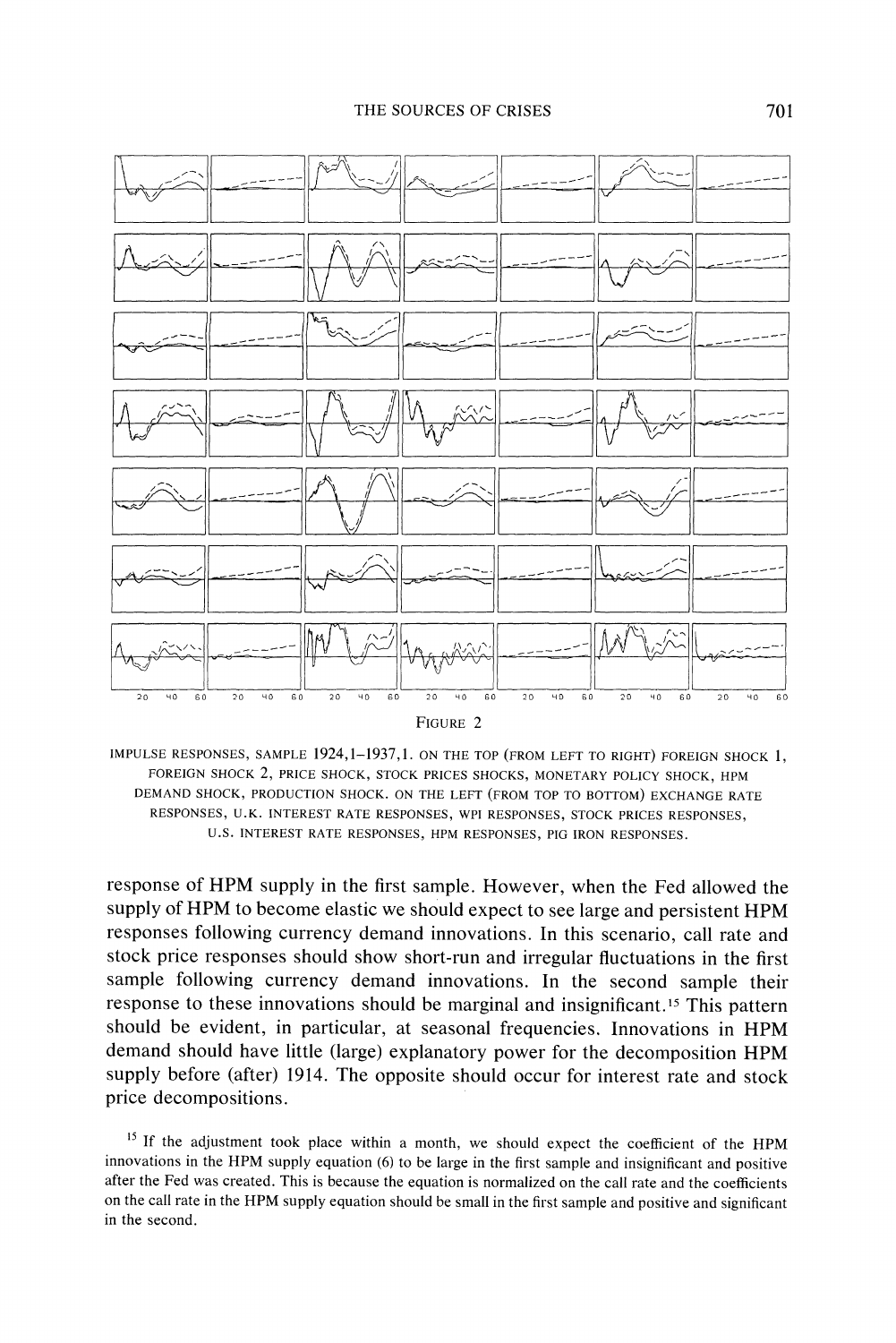FIGURE 2

IMPULSE RESPONSES, SAMPLE 1924,1–1937,1. ON THE TOP (FROM LEFT TO RIGHT) FOREIGN SHOCK 1, FOREIGN SHOCK 2, PRICE SHOCK, STOCK PRICES SHOCKS, MONETARY POLICY SHOCK, HPM DEMAND SHOCK, PRODUCTION SHOCK. ON THE LEFT (FROM TOP TO BOTTOM) EXCHANGE RATE RESPONSES, U.K. INTEREST RATE RESPONSES, WPI RESPONSES, STOCK PRICES RESPONSES, U.S. INTEREST RATE RESPONSES, HPM RESPONSES, PIG IRON RESPONSES.

response of HPM supply in the first sample. However, when the Fed allowed the supply of HPM to become elastic we should expect to see large and persistent HPM responses following currency demand innovations. In this scenario, call rate and stock price responses should show short-run and irregular fluctuations in the first sample following currency demand innovations. In the second sample their response to these innovations should be marginal and insignificant.[15] This pattern should be evident, in particular, at seasonal frequencies. Innovations in HPM demand should have little (large) explanatory power for the decomposition HPM supply before (after) 1914. The opposite should occur for interest rate and stock price decompositions.

[15] If the adjustment took place within a month, we should expect the coefficient of the HPM innovations in the HPM supply equation (6) to be large in the first sample and insignificant and positive after the Fed was created. This is because the equation is normalized on the call rate and the coefficients on the call rate in the HPM supply equation should be small in the first sample and positive and significant in the second.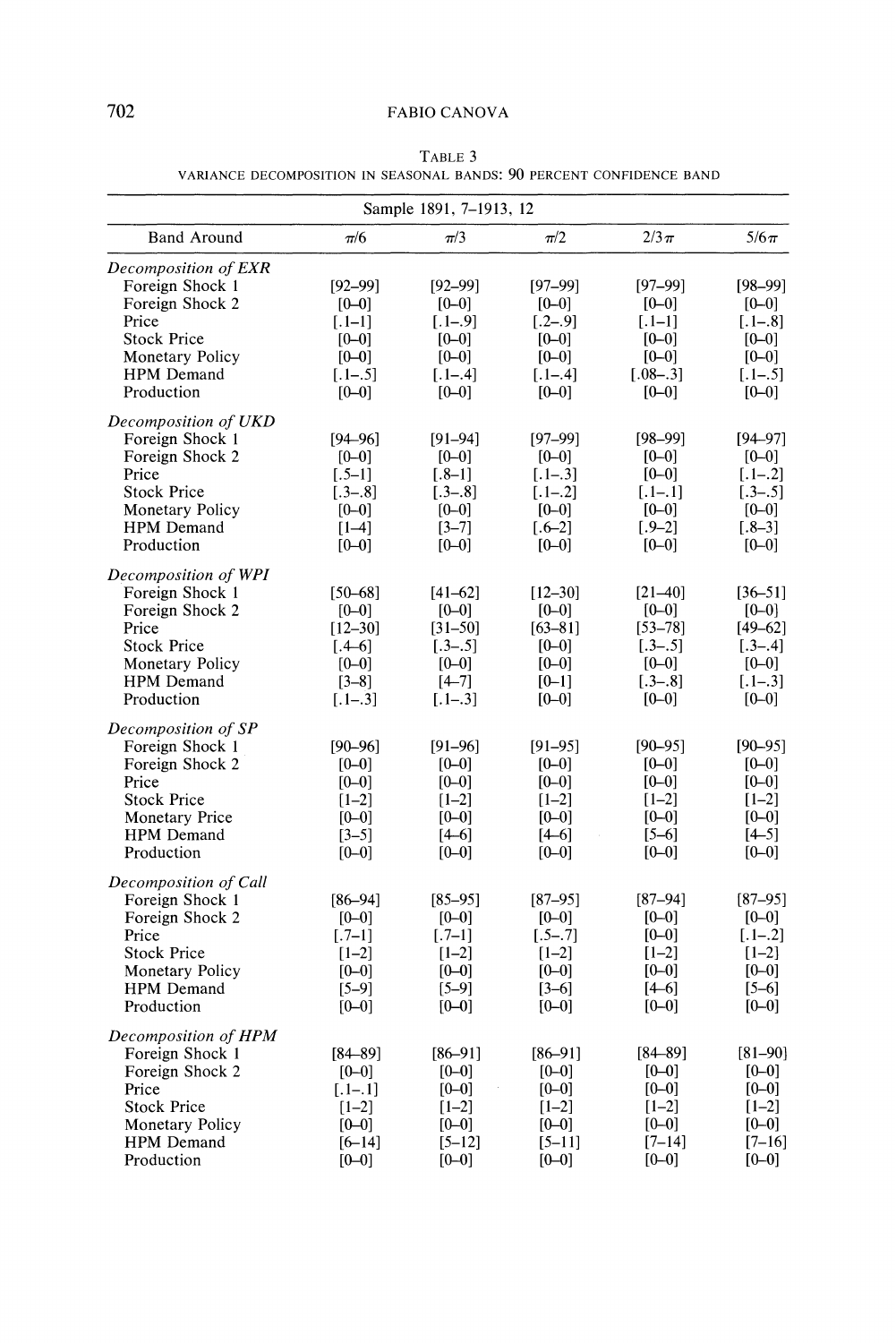TABLE 3

VARIANCE DECOMPOSITION IN SEASONAL BANDS: 90 PERCENT CONFIDENCE BAND

| Sample 1891, 7–1913, 12 | | | | | |
|---|---|---|---|---|---|
| Band Around | $\pi/6$ | $\pi/3$ | $\pi/2$ | $2/3\pi$ | $5/6\pi$ |
| *Decomposition of EXR* | | | | | |
| Foreign Shock 1 | [92–99] | [92–99] | [97–99] | [97–99] | [98–99] |
| Foreign Shock 2 | [0–0] | [0–0] | [0–0] | [0–0] | [0–0] |
| Price | [.1–1] | [.1–.9] | [.2–.9] | [.1–1] | [.1–.8] |
| Stock Price | [0–0] | [0–0] | [0–0] | [0–0] | [0–0] |
| Monetary Policy | [0–0] | [0–0] | [0–0] | [0–0] | [0–0] |
| HPM Demand | [.1–.5] | [.1–.4] | [.1–.4] | [.08–.3] | [.1–.5] |
| Production | [0–0] | [0–0] | [0–0] | [0–0] | [0–0] |
| *Decomposition of UKD* | | | | | |
| Foreign Shock 1 | [94–96] | [91–94] | [97–99] | [98–99] | [94–97] |
| Foreign Shock 2 | [0–0] | [0–0] | [0–0] | [0–0] | [0–0] |
| Price | [.5–1] | [.8–1] | [.1–.3] | [0–0] | [.1–.2] |
| Stock Price | [.3–.8] | [.3–.8] | [.1–.2] | [.1–.1] | [.3–.5] |
| Monetary Policy | [0–0] | [0–0] | [0–0] | [0–0] | [0–0] |
| HPM Demand | [1–4] | [3–7] | [.6–2] | [.9–2] | [.8–3] |
| Production | [0–0] | [0–0] | [0–0] | [0–0] | [0–0] |
| *Decomposition of WPI* | | | | | |
| Foreign Shock 1 | [50–68] | [41–62] | [12–30] | [21–40] | [36–51] |
| Foreign Shock 2 | [0–0] | [0–0] | [0–0] | [0–0] | [0–0] |
| Price | [12–30] | [31–50] | [63–81] | [53–78] | [49–62] |
| Stock Price | [.4–6] | [.3–.5] | [0–0] | [.3–.5] | [.3–.4] |
| Monetary Policy | [0–0] | [0–0] | [0–0] | [0–0] | [0–0] |
| HPM Demand | [3–8] | [4–7] | [0–1] | [.3–.8] | [.1–.3] |
| Production | [.1–.3] | [.1–.3] | [0–0] | [0–0] | [0–0] |
| *Decomposition of SP* | | | | | |
| Foreign Shock 1 | [90–96] | [91–96] | [91–95] | [90–95] | [90–95] |
| Foreign Shock 2 | [0–0] | [0–0] | [0–0] | [0–0] | [0–0] |
| Price | [0–0] | [0–0] | [0–0] | [0–0] | [0–0] |
| Stock Price | [1–2] | [1–2] | [1–2] | [1–2] | [1–2] |
| Monetary Price | [0–0] | [0–0] | [0–0] | [0–0] | [0–0] |
| HPM Demand | [3–5] | [4–6] | [4–6] | [5–6] | [4–5] |
| Production | [0–0] | [0–0] | [0–0] | [0–0] | [0–0] |
| *Decomposition of Call* | | | | | |
| Foreign Shock 1 | [86–94] | [85–95] | [87–95] | [87–94] | [87–95] |
| Foreign Shock 2 | [0–0] | [0–0] | [0–0] | [0–0] | [0–0] |
| Price | [.7–1] | [.7–1] | [.5–.7] | [0–0] | [.1–.2] |
| Stock Price | [1–2] | [1–2] | [1–2] | [1–2] | [1–2] |
| Monetary Policy | [0–0] | [0–0] | [0–0] | [0–0] | [0–0] |
| HPM Demand | [5–9] | [5–9] | [3–6] | [4–6] | [5–6] |
| Production | [0–0] | [0–0] | [0–0] | [0–0] | [0–0] |
| *Decomposition of HPM* | | | | | |
| Foreign Shock 1 | [84–89] | [86–91] | [86–91] | [84–89] | [81–90] |
| Foreign Shock 2 | [0–0] | [0–0] | [0–0] | [0–0] | [0–0] |
| Price | [.1–.1] | [0–0] | [0–0] | [0–0] | [0–0] |
| Stock Price | [1–2] | [1–2] | [1–2] | [1–2] | [1–2] |
| Monetary Policy | [0–0] | [0–0] | [0–0] | [0–0] | [0–0] |
| HPM Demand | [6–14] | [5–12] | [5–11] | [7–14] | [7–16] |
| Production | [0–0] | [0–0] | [0–0] | [0–0] | [0–0] |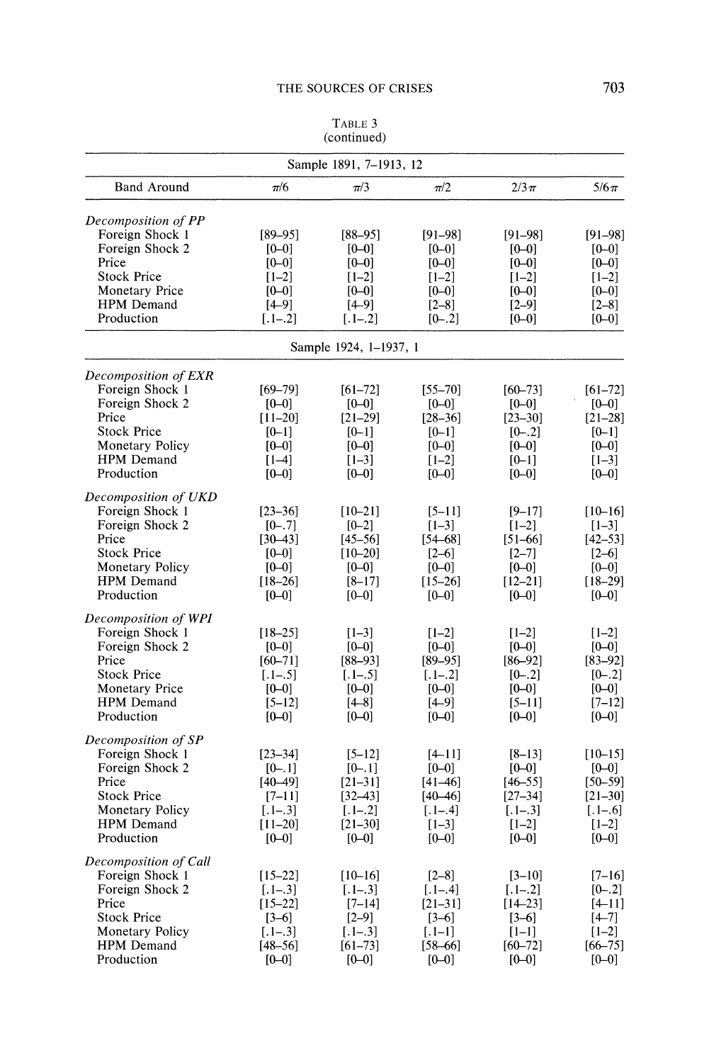TABLE 3
(continued)

| Sample 1891, 7–1913, 12 | | | | | |
|---|---|---|---|---|---|
| Band Around | π/6 | π/3 | π/2 | 2/3π | 5/6π |
| *Decomposition of PP* | | | | | |
| Foreign Shock 1 | [89–95] | [88–95] | [91–98] | [91–98] | [91–98] |
| Foreign Shock 2 | [0–0] | [0–0] | [0–0] | [0–0] | [0–0] |
| Price | [0–0] | [0–0] | [0–0] | [0–0] | [0–0] |
| Stock Price | [1–2] | [1–2] | [1–2] | [1–2] | [1–2] |
| Monetary Price | [0–0] | [0–0] | [0–0] | [0–0] | [0–0] |
| HPM Demand | [4–9] | [4–9] | [2–8] | [2–9] | [2–8] |
| Production | [.1–.2] | [.1–.2] | [0–.2] | [0–0] | [0–0] |
| **Sample 1924, 1–1937, 1** | | | | | |
| *Decomposition of EXR* | | | | | |
| Foreign Shock 1 | [69–79] | [61–72] | [55–70] | [60–73] | [61–72] |
| Foreign Shock 2 | [0–0] | [0–0] | [0–0] | [0–0] | [0–0] |
| Price | [11–20] | [21–29] | [28–36] | [23–30] | [21–28] |
| Stock Price | [0–1] | [0–1] | [0–1] | [0–.2] | [0–1] |
| Monetary Policy | [0–0] | [0–0] | [0–0] | [0–0] | [0–0] |
| HPM Demand | [1–4] | [1–3] | [1–2] | [0–1] | [1–3] |
| Production | [0–0] | [0–0] | [0–0] | [0–0] | [0–0] |
| *Decomposition of UKD* | | | | | |
| Foreign Shock 1 | [23–36] | [10–21] | [5–11] | [9–17] | [10–16] |
| Foreign Shock 2 | [0–.7] | [0–2] | [1–3] | [1–2] | [1–3] |
| Price | [30–43] | [45–56] | [54–68] | [51–66] | [42–53] |
| Stock Price | [0–0] | [10–20] | [2–6] | [2–7] | [2–6] |
| Monetary Policy | [0–0] | [0–0] | [0–0] | [0–0] | [0–0] |
| HPM Demand | [18–26] | [8–17] | [15–26] | [12–21] | [18–29] |
| Production | [0–0] | [0–0] | [0–0] | [0–0] | [0–0] |
| *Decomposition of WPI* | | | | | |
| Foreign Shock 1 | [18–25] | [1–3] | [1–2] | [1–2] | [1–2] |
| Foreign Shock 2 | [0–0] | [0–0] | [0–0] | [0–0] | [0–0] |
| Price | [60–71] | [88–93] | [89–95] | [86–92] | [83–92] |
| Stock Price | [.1–.5] | [.1–.5] | [.1–.2] | [0–.2] | [0–.2] |
| Monetary Price | [0–0] | [0–0] | [0–0] | [0–0] | [0–0] |
| HPM Demand | [5–12] | [4–8] | [4–9] | [5–11] | [7–12] |
| Production | [0–0] | [0–0] | [0–0] | [0–0] | [0–0] |
| *Decomposition of SP* | | | | | |
| Foreign Shock 1 | [23–34] | [5–12] | [4–11] | [8–13] | [10–15] |
| Foreign Shock 2 | [0–.1] | [0–.1] | [0–0] | [0–0] | [0–0] |
| Price | [40–49] | [21–31] | [41–46] | [46–55] | [50–59] |
| Stock Price | [7–11] | [32–43] | [40–46] | [27–34] | [21–30] |
| Monetary Policy | [.1–.3] | [.1–.2] | [.1–.4] | [.1–.3] | [.1–.6] |
| HPM Demand | [11–20] | [21–30] | [1–3] | [1–2] | [1–2] |
| Production | [0–0] | [0–0] | [0–0] | [0–0] | [0–0] |
| *Decomposition of Call* | | | | | |
| Foreign Shock 1 | [15–22] | [10–16] | [2–8] | [3–10] | [7–16] |
| Foreign Shock 2 | [.1–.3] | [.1–.3] | [.1–.4] | [.1–.2] | [0–.2] |
| Price | [15–22] | [7–14] | [21–31] | [14–23] | [4–11] |
| Stock Price | [3–6] | [2–9] | [3–6] | [3–6] | [4–7] |
| Monetary Policy | [.1–.3] | [.1–.3] | [.1–1] | [1–1] | [1–2] |
| HPM Demand | [48–56] | [61–73] | [58–66] | [60–72] | [66–75] |
| Production | [0–0] | [0–0] | [0–0] | [0–0] | [0–0] |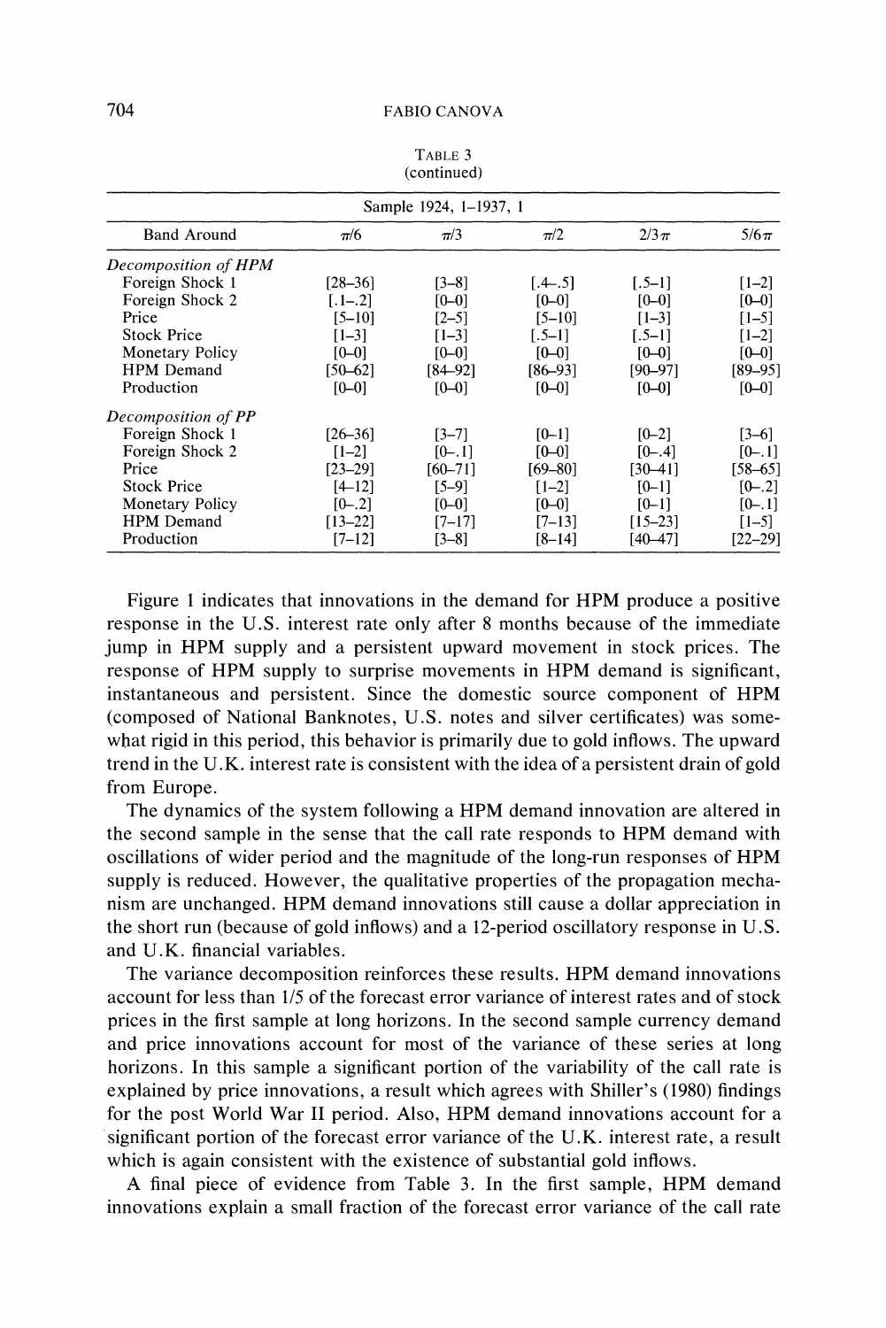TABLE 3
(continued)

| Sample 1924, 1–1937, 1 | | | | | |
|---|---|---|---|---|---|
| Band Around | $\pi/6$ | $\pi/3$ | $\pi/2$ | $2/3\pi$ | $5/6\pi$ |
| *Decomposition of HPM* | | | | | |
| Foreign Shock 1 | [28–36] | [3–8] | [.4–.5] | [.5–1] | [1–2] |
| Foreign Shock 2 | [.1–.2] | [0–0] | [0–0] | [0–0] | [0–0] |
| Price | [5–10] | [2–5] | [5–10] | [1–3] | [1–5] |
| Stock Price | [1–3] | [1–3] | [.5–1] | [.5–1] | [1–2] |
| Monetary Policy | [0–0] | [0–0] | [0–0] | [0–0] | [0–0] |
| HPM Demand | [50–62] | [84–92] | [86–93] | [90–97] | [89–95] |
| Production | [0–0] | [0–0] | [0–0] | [0–0] | [0–0] |
| *Decomposition of PP* | | | | | |
| Foreign Shock 1 | [26–36] | [3–7] | [0–1] | [0–2] | [3–6] |
| Foreign Shock 2 | [1–2] | [0–.1] | [0–0] | [0–.4] | [0–.1] |
| Price | [23–29] | [60–71] | [69–80] | [30–41] | [58–65] |
| Stock Price | [4–12] | [5–9] | [1–2] | [0–1] | [0–.2] |
| Monetary Policy | [0–.2] | [0–0] | [0–0] | [0–1] | [0–.1] |
| HPM Demand | [13–22] | [7–17] | [7–13] | [15–23] | [1–5] |
| Production | [7–12] | [3–8] | [8–14] | [40–47] | [22–29] |

Figure 1 indicates that innovations in the demand for HPM produce a positive response in the U.S. interest rate only after 8 months because of the immediate jump in HPM supply and a persistent upward movement in stock prices. The response of HPM supply to surprise movements in HPM demand is significant, instantaneous and persistent. Since the domestic source component of HPM (composed of National Banknotes, U.S. notes and silver certificates) was somewhat rigid in this period, this behavior is primarily due to gold inflows. The upward trend in the U.K. interest rate is consistent with the idea of a persistent drain of gold from Europe.

The dynamics of the system following a HPM demand innovation are altered in the second sample in the sense that the call rate responds to HPM demand with oscillations of wider period and the magnitude of the long-run responses of HPM supply is reduced. However, the qualitative properties of the propagation mechanism are unchanged. HPM demand innovations still cause a dollar appreciation in the short run (because of gold inflows) and a 12-period oscillatory response in U.S. and U.K. financial variables.

The variance decomposition reinforces these results. HPM demand innovations account for less than 1/5 of the forecast error variance of interest rates and of stock prices in the first sample at long horizons. In the second sample currency demand and price innovations account for most of the variance of these series at long horizons. In this sample a significant portion of the variability of the call rate is explained by price innovations, a result which agrees with Shiller's (1980) findings for the post World War II period. Also, HPM demand innovations account for a significant portion of the forecast error variance of the U.K. interest rate, a result which is again consistent with the existence of substantial gold inflows.

A final piece of evidence from Table 3. In the first sample, HPM demand innovations explain a small fraction of the forecast error variance of the call rate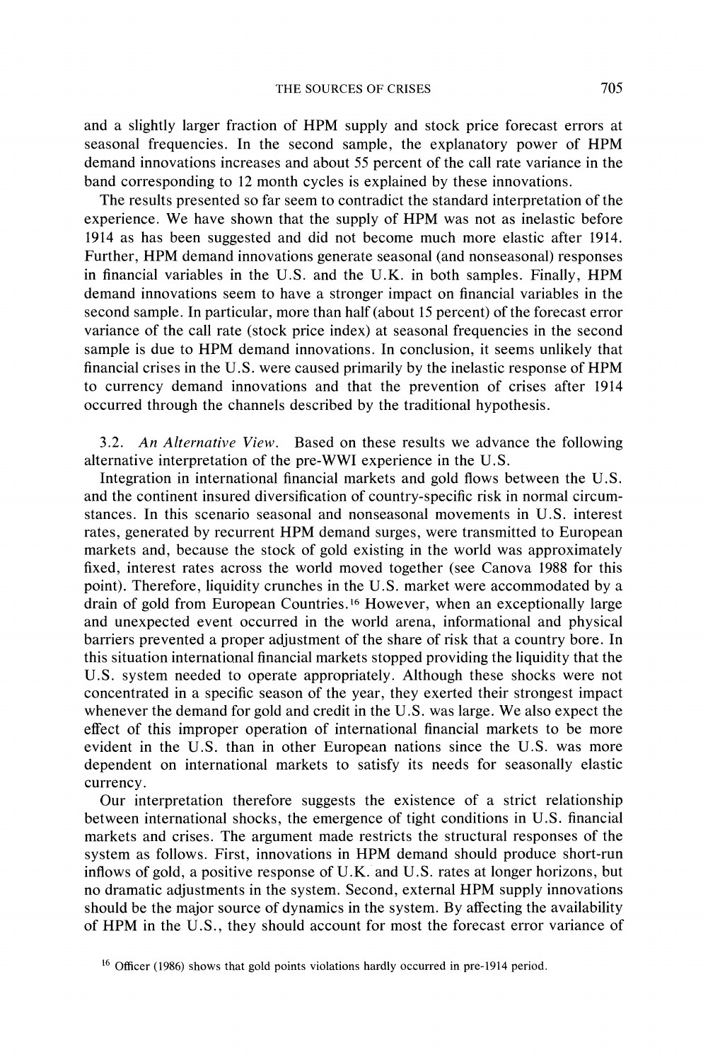and a slightly larger fraction of HPM supply and stock price forecast errors at seasonal frequencies. In the second sample, the explanatory power of HPM demand innovations increases and about 55 percent of the call rate variance in the band corresponding to 12 month cycles is explained by these innovations.

The results presented so far seem to contradict the standard interpretation of the experience. We have shown that the supply of HPM was not as inelastic before 1914 as has been suggested and did not become much more elastic after 1914. Further, HPM demand innovations generate seasonal (and nonseasonal) responses in financial variables in the U.S. and the U.K. in both samples. Finally, HPM demand innovations seem to have a stronger impact on financial variables in the second sample. In particular, more than half (about 15 percent) of the forecast error variance of the call rate (stock price index) at seasonal frequencies in the second sample is due to HPM demand innovations. In conclusion, it seems unlikely that financial crises in the U.S. were caused primarily by the inelastic response of HPM to currency demand innovations and that the prevention of crises after 1914 occurred through the channels described by the traditional hypothesis.

3.2. *An Alternative View.* Based on these results we advance the following alternative interpretation of the pre-WWI experience in the U.S.

Integration in international financial markets and gold flows between the U.S. and the continent insured diversification of country-specific risk in normal circumstances. In this scenario seasonal and nonseasonal movements in U.S. interest rates, generated by recurrent HPM demand surges, were transmitted to European markets and, because the stock of gold existing in the world was approximately fixed, interest rates across the world moved together (see Canova 1988 for this point). Therefore, liquidity crunches in the U.S. market were accommodated by a drain of gold from European Countries.[16] However, when an exceptionally large and unexpected event occurred in the world arena, informational and physical barriers prevented a proper adjustment of the share of risk that a country bore. In this situation international financial markets stopped providing the liquidity that the U.S. system needed to operate appropriately. Although these shocks were not concentrated in a specific season of the year, they exerted their strongest impact whenever the demand for gold and credit in the U.S. was large. We also expect the effect of this improper operation of international financial markets to be more evident in the U.S. than in other European nations since the U.S. was more dependent on international markets to satisfy its needs for seasonally elastic currency.

Our interpretation therefore suggests the existence of a strict relationship between international shocks, the emergence of tight conditions in U.S. financial markets and crises. The argument made restricts the structural responses of the system as follows. First, innovations in HPM demand should produce short-run inflows of gold, a positive response of U.K. and U.S. rates at longer horizons, but no dramatic adjustments in the system. Second, external HPM supply innovations should be the major source of dynamics in the system. By affecting the availability of HPM in the U.S., they should account for most the forecast error variance of

[16] Officer (1986) shows that gold points violations hardly occurred in pre-1914 period.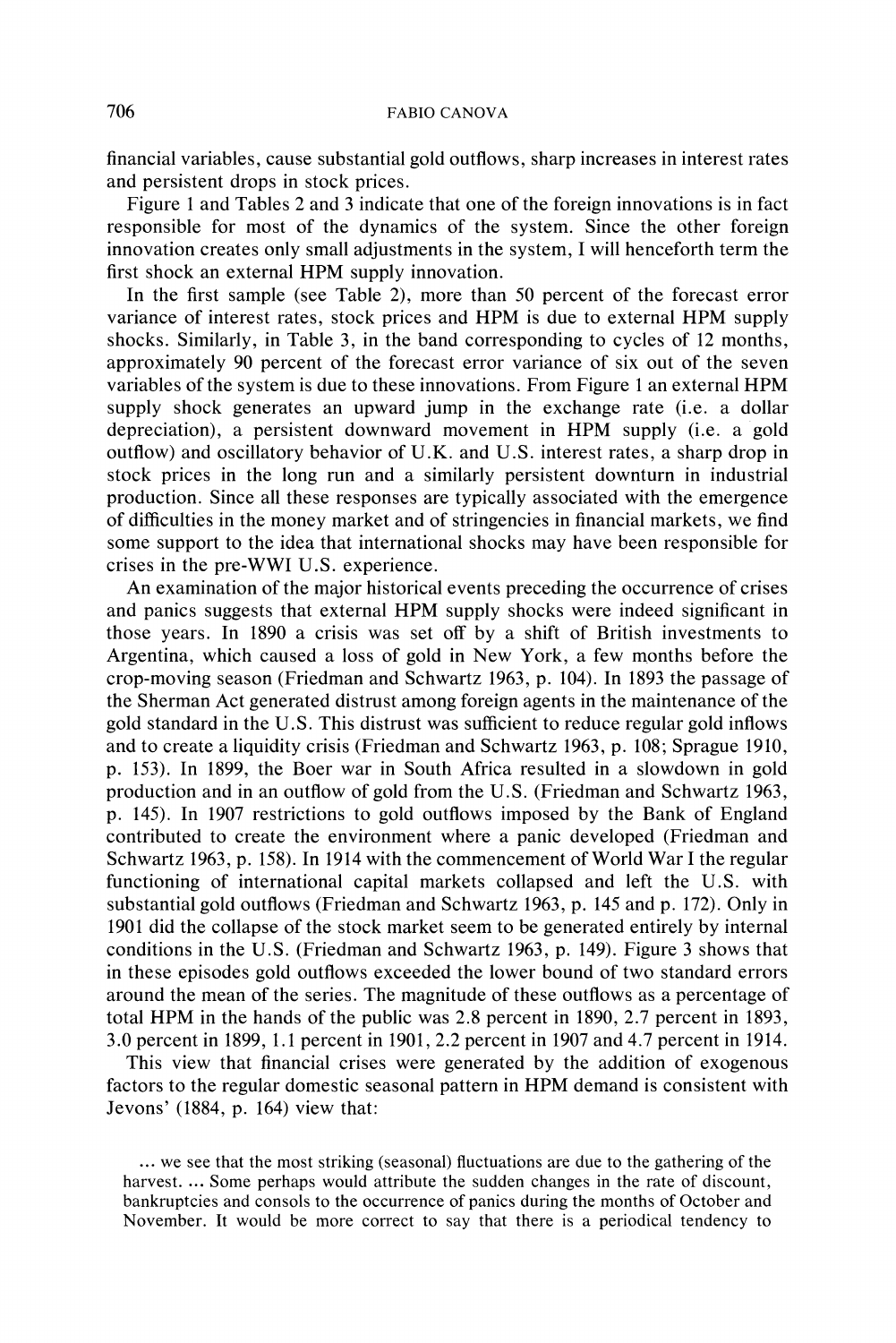financial variables, cause substantial gold outflows, sharp increases in interest rates and persistent drops in stock prices.

Figure 1 and Tables 2 and 3 indicate that one of the foreign innovations is in fact responsible for most of the dynamics of the system. Since the other foreign innovation creates only small adjustments in the system, I will henceforth term the first shock an external HPM supply innovation.

In the first sample (see Table 2), more than 50 percent of the forecast error variance of interest rates, stock prices and HPM is due to external HPM supply shocks. Similarly, in Table 3, in the band corresponding to cycles of 12 months, approximately 90 percent of the forecast error variance of six out of the seven variables of the system is due to these innovations. From Figure 1 an external HPM supply shock generates an upward jump in the exchange rate (i.e. a dollar depreciation), a persistent downward movement in HPM supply (i.e. a gold outflow) and oscillatory behavior of U.K. and U.S. interest rates, a sharp drop in stock prices in the long run and a similarly persistent downturn in industrial production. Since all these responses are typically associated with the emergence of difficulties in the money market and of stringencies in financial markets, we find some support to the idea that international shocks may have been responsible for crises in the pre-WWI U.S. experience.

An examination of the major historical events preceding the occurrence of crises and panics suggests that external HPM supply shocks were indeed significant in those years. In 1890 a crisis was set off by a shift of British investments to Argentina, which caused a loss of gold in New York, a few months before the crop-moving season (Friedman and Schwartz 1963, p. 104). In 1893 the passage of the Sherman Act generated distrust among foreign agents in the maintenance of the gold standard in the U.S. This distrust was sufficient to reduce regular gold inflows and to create a liquidity crisis (Friedman and Schwartz 1963, p. 108; Sprague 1910, p. 153). In 1899, the Boer war in South Africa resulted in a slowdown in gold production and in an outflow of gold from the U.S. (Friedman and Schwartz 1963, p. 145). In 1907 restrictions to gold outflows imposed by the Bank of England contributed to create the environment where a panic developed (Friedman and Schwartz 1963, p. 158). In 1914 with the commencement of World War I the regular functioning of international capital markets collapsed and left the U.S. with substantial gold outflows (Friedman and Schwartz 1963, p. 145 and p. 172). Only in 1901 did the collapse of the stock market seem to be generated entirely by internal conditions in the U.S. (Friedman and Schwartz 1963, p. 149). Figure 3 shows that in these episodes gold outflows exceeded the lower bound of two standard errors around the mean of the series. The magnitude of these outflows as a percentage of total HPM in the hands of the public was 2.8 percent in 1890, 2.7 percent in 1893, 3.0 percent in 1899, 1.1 percent in 1901, 2.2 percent in 1907 and 4.7 percent in 1914.

This view that financial crises were generated by the addition of exogenous factors to the regular domestic seasonal pattern in HPM demand is consistent with Jevons' (1884, p. 164) view that:

> ... we see that the most striking (seasonal) fluctuations are due to the gathering of the harvest. ... Some perhaps would attribute the sudden changes in the rate of discount, bankruptcies and consols to the occurrence of panics during the months of October and November. It would be more correct to say that there is a periodical tendency to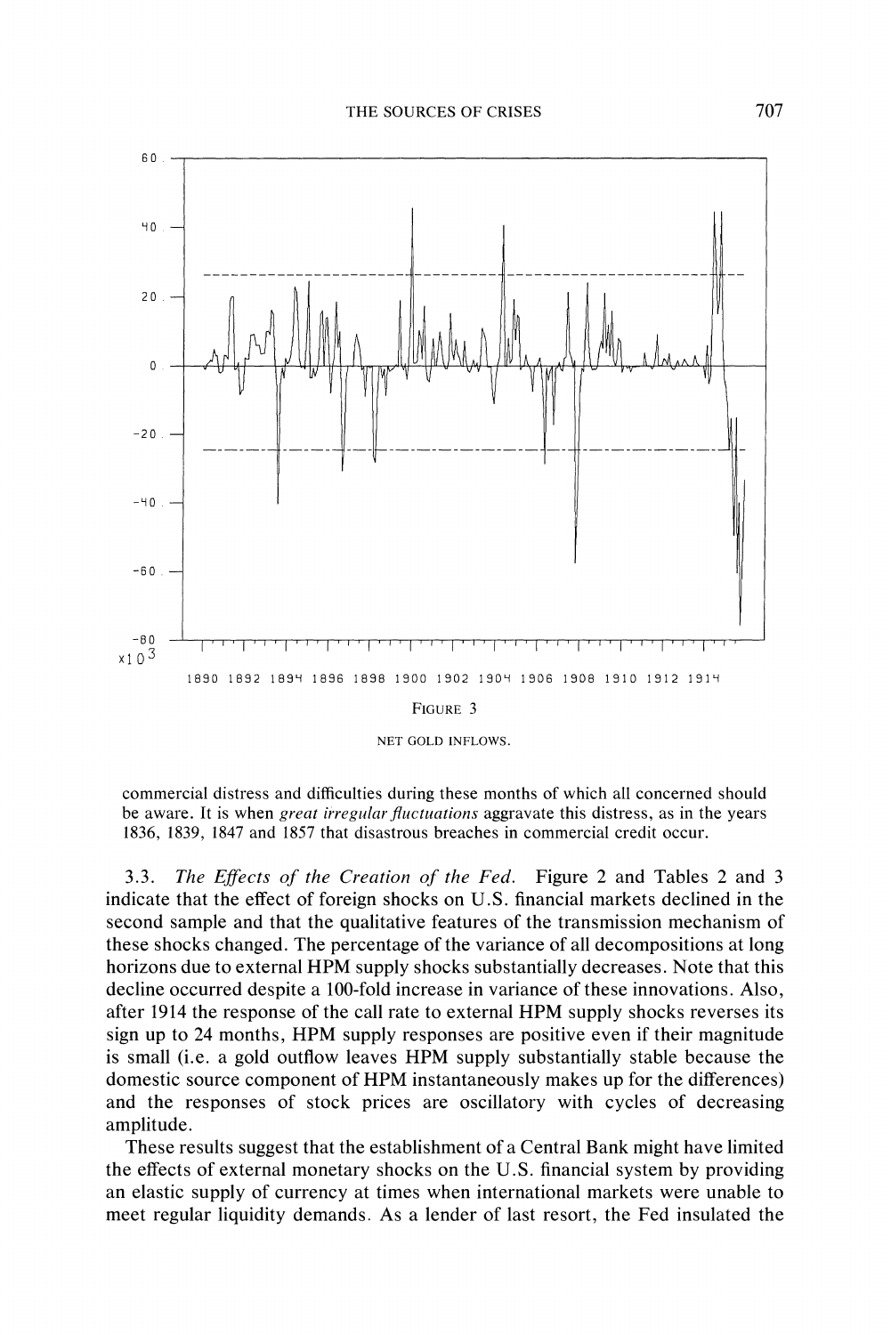FIGURE 3

NET GOLD INFLOWS.

commercial distress and difficulties during these months of which all concerned should be aware. It is when *great irregular fluctuations* aggravate this distress, as in the years 1836, 1839, 1847 and 1857 that disastrous breaches in commercial credit occur.

3.3. *The Effects of the Creation of the Fed.* Figure 2 and Tables 2 and 3 indicate that the effect of foreign shocks on U.S. financial markets declined in the second sample and that the qualitative features of the transmission mechanism of these shocks changed. The percentage of the variance of all decompositions at long horizons due to external HPM supply shocks substantially decreases. Note that this decline occurred despite a 100-fold increase in variance of these innovations. Also, after 1914 the response of the call rate to external HPM supply shocks reverses its sign up to 24 months, HPM supply responses are positive even if their magnitude is small (i.e. a gold outflow leaves HPM supply substantially stable because the domestic source component of HPM instantaneously makes up for the differences) and the responses of stock prices are oscillatory with cycles of decreasing amplitude.

These results suggest that the establishment of a Central Bank might have limited the effects of external monetary shocks on the U.S. financial system by providing an elastic supply of currency at times when international markets were unable to meet regular liquidity demands. As a lender of last resort, the Fed insulated the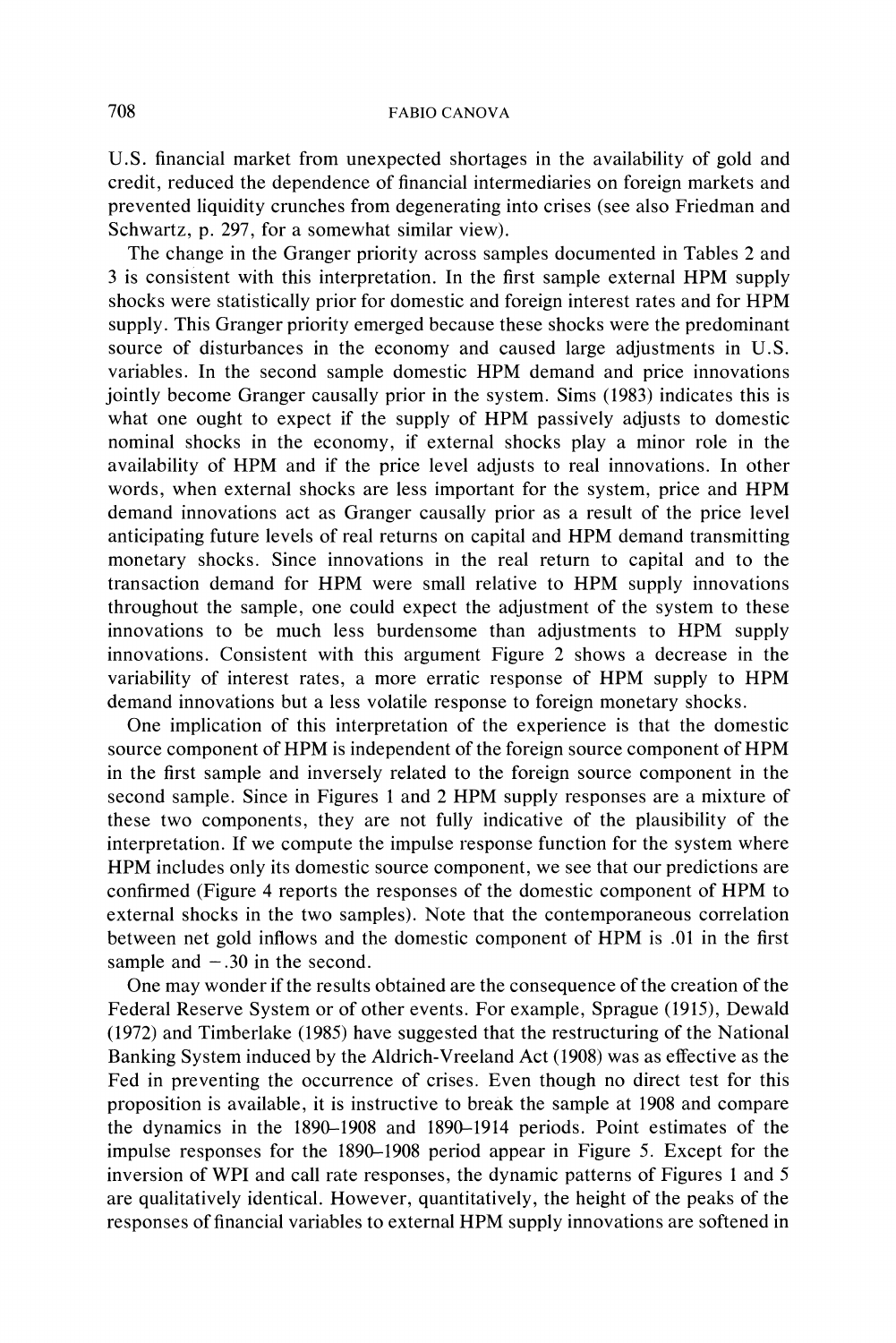U.S. financial market from unexpected shortages in the availability of gold and credit, reduced the dependence of financial intermediaries on foreign markets and prevented liquidity crunches from degenerating into crises (see also Friedman and Schwartz, p. 297, for a somewhat similar view).

The change in the Granger priority across samples documented in Tables 2 and 3 is consistent with this interpretation. In the first sample external HPM supply shocks were statistically prior for domestic and foreign interest rates and for HPM supply. This Granger priority emerged because these shocks were the predominant source of disturbances in the economy and caused large adjustments in U.S. variables. In the second sample domestic HPM demand and price innovations jointly become Granger causally prior in the system. Sims (1983) indicates this is what one ought to expect if the supply of HPM passively adjusts to domestic nominal shocks in the economy, if external shocks play a minor role in the availability of HPM and if the price level adjusts to real innovations. In other words, when external shocks are less important for the system, price and HPM demand innovations act as Granger causally prior as a result of the price level anticipating future levels of real returns on capital and HPM demand transmitting monetary shocks. Since innovations in the real return to capital and to the transaction demand for HPM were small relative to HPM supply innovations throughout the sample, one could expect the adjustment of the system to these innovations to be much less burdensome than adjustments to HPM supply innovations. Consistent with this argument Figure 2 shows a decrease in the variability of interest rates, a more erratic response of HPM supply to HPM demand innovations but a less volatile response to foreign monetary shocks.

One implication of this interpretation of the experience is that the domestic source component of HPM is independent of the foreign source component of HPM in the first sample and inversely related to the foreign source component in the second sample. Since in Figures 1 and 2 HPM supply responses are a mixture of these two components, they are not fully indicative of the plausibility of the interpretation. If we compute the impulse response function for the system where HPM includes only its domestic source component, we see that our predictions are confirmed (Figure 4 reports the responses of the domestic component of HPM to external shocks in the two samples). Note that the contemporaneous correlation between net gold inflows and the domestic component of HPM is .01 in the first sample and $-.30$ in the second.

One may wonder if the results obtained are the consequence of the creation of the Federal Reserve System or of other events. For example, Sprague (1915), Dewald (1972) and Timberlake (1985) have suggested that the restructuring of the National Banking System induced by the Aldrich-Vreeland Act (1908) was as effective as the Fed in preventing the occurrence of crises. Even though no direct test for this proposition is available, it is instructive to break the sample at 1908 and compare the dynamics in the 1890–1908 and 1890–1914 periods. Point estimates of the impulse responses for the 1890–1908 period appear in Figure 5. Except for the inversion of WPI and call rate responses, the dynamic patterns of Figures 1 and 5 are qualitatively identical. However, quantitatively, the height of the peaks of the responses of financial variables to external HPM supply innovations are softened in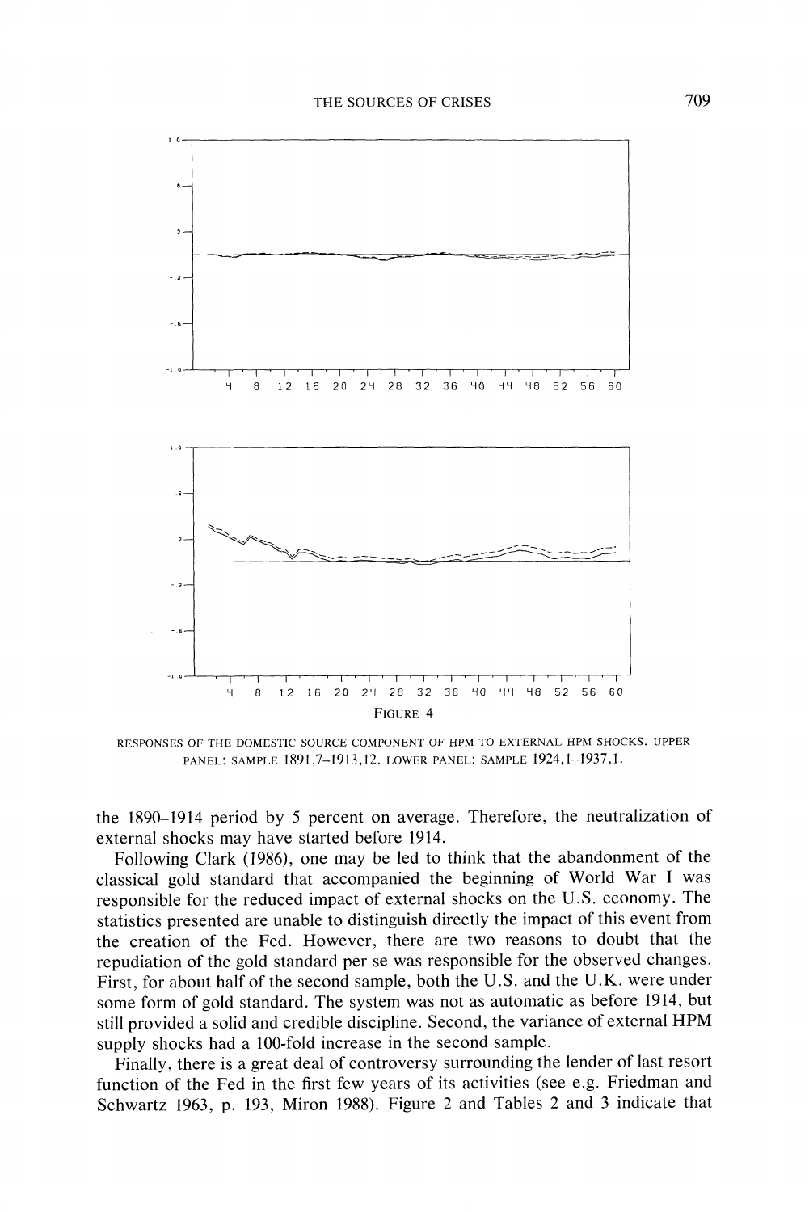FIGURE 4

RESPONSES OF THE DOMESTIC SOURCE COMPONENT OF HPM TO EXTERNAL HPM SHOCKS. UPPER PANEL: SAMPLE 1891,7–1913,12. LOWER PANEL: SAMPLE 1924,1–1937,1.

the 1890–1914 period by 5 percent on average. Therefore, the neutralization of external shocks may have started before 1914.

Following Clark (1986), one may be led to think that the abandonment of the classical gold standard that accompanied the beginning of World War I was responsible for the reduced impact of external shocks on the U.S. economy. The statistics presented are unable to distinguish directly the impact of this event from the creation of the Fed. However, there are two reasons to doubt that the repudiation of the gold standard per se was responsible for the observed changes. First, for about half of the second sample, both the U.S. and the U.K. were under some form of gold standard. The system was not as automatic as before 1914, but still provided a solid and credible discipline. Second, the variance of external HPM supply shocks had a 100-fold increase in the second sample.

Finally, there is a great deal of controversy surrounding the lender of last resort function of the Fed in the first few years of its activities (see e.g. Friedman and Schwartz 1963, p. 193, Miron 1988). Figure 2 and Tables 2 and 3 indicate that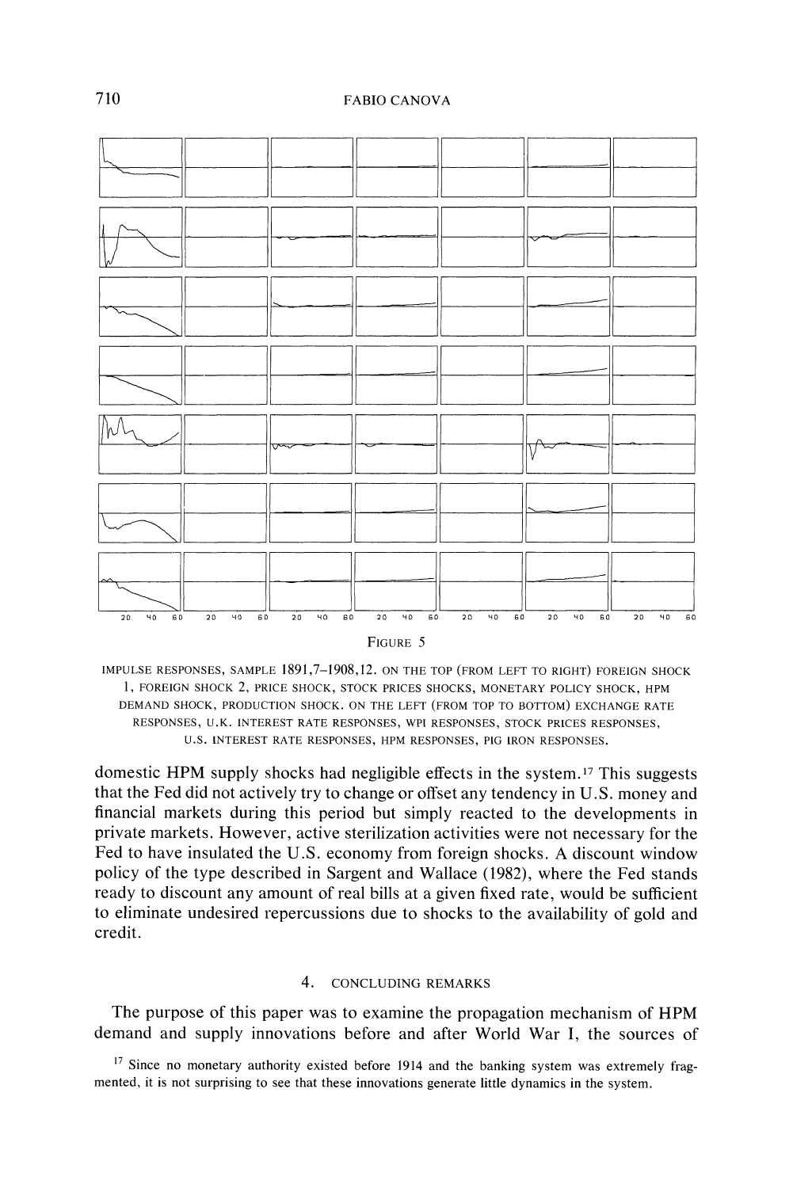FIGURE 5

IMPULSE RESPONSES, SAMPLE 1891,7–1908,12. ON THE TOP (FROM LEFT TO RIGHT) FOREIGN SHOCK 1, FOREIGN SHOCK 2, PRICE SHOCK, STOCK PRICES SHOCKS, MONETARY POLICY SHOCK, HPM DEMAND SHOCK, PRODUCTION SHOCK. ON THE LEFT (FROM TOP TO BOTTOM) EXCHANGE RATE RESPONSES, U.K. INTEREST RATE RESPONSES, WPI RESPONSES, STOCK PRICES RESPONSES, U.S. INTEREST RATE RESPONSES, HPM RESPONSES, PIG IRON RESPONSES.

domestic HPM supply shocks had negligible effects in the system.[17] This suggests that the Fed did not actively try to change or offset any tendency in U.S. money and financial markets during this period but simply reacted to the developments in private markets. However, active sterilization activities were not necessary for the Fed to have insulated the U.S. economy from foreign shocks. A discount window policy of the type described in Sargent and Wallace (1982), where the Fed stands ready to discount any amount of real bills at a given fixed rate, would be sufficient to eliminate undesired repercussions due to shocks to the availability of gold and credit.

## 4. CONCLUDING REMARKS

The purpose of this paper was to examine the propagation mechanism of HPM demand and supply innovations before and after World War I, the sources of

[17] Since no monetary authority existed before 1914 and the banking system was extremely fragmented, it is not surprising to see that these innovations generate little dynamics in the system.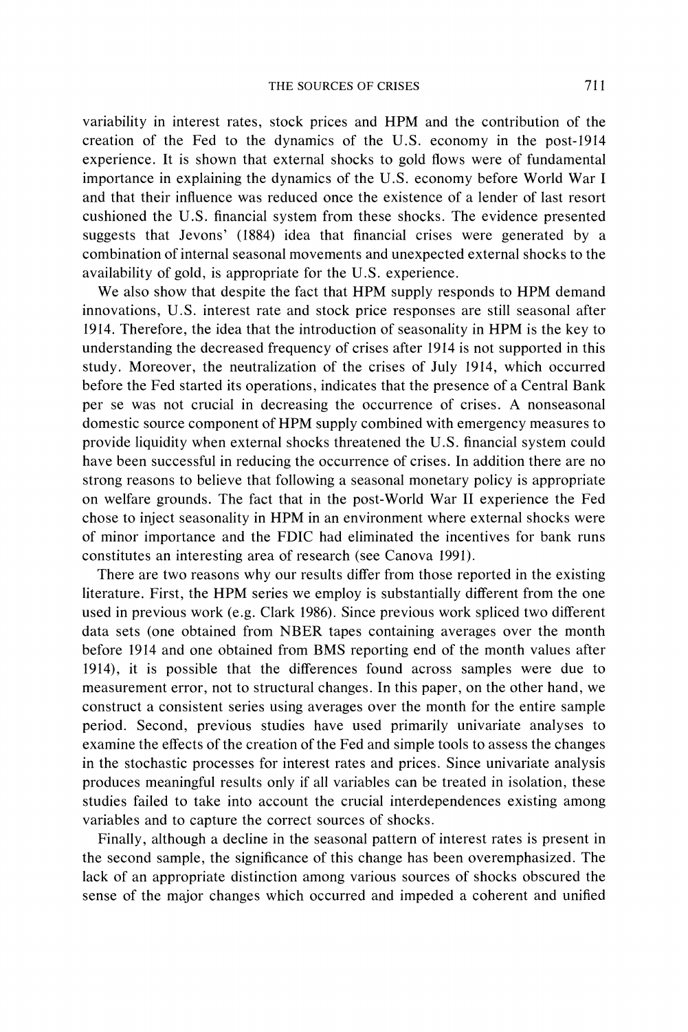variability in interest rates, stock prices and HPM and the contribution of the creation of the Fed to the dynamics of the U.S. economy in the post-1914 experience. It is shown that external shocks to gold flows were of fundamental importance in explaining the dynamics of the U.S. economy before World War I and that their influence was reduced once the existence of a lender of last resort cushioned the U.S. financial system from these shocks. The evidence presented suggests that Jevons' (1884) idea that financial crises were generated by a combination of internal seasonal movements and unexpected external shocks to the availability of gold, is appropriate for the U.S. experience.

We also show that despite the fact that HPM supply responds to HPM demand innovations, U.S. interest rate and stock price responses are still seasonal after 1914. Therefore, the idea that the introduction of seasonality in HPM is the key to understanding the decreased frequency of crises after 1914 is not supported in this study. Moreover, the neutralization of the crises of July 1914, which occurred before the Fed started its operations, indicates that the presence of a Central Bank per se was not crucial in decreasing the occurrence of crises. A nonseasonal domestic source component of HPM supply combined with emergency measures to provide liquidity when external shocks threatened the U.S. financial system could have been successful in reducing the occurrence of crises. In addition there are no strong reasons to believe that following a seasonal monetary policy is appropriate on welfare grounds. The fact that in the post-World War II experience the Fed chose to inject seasonality in HPM in an environment where external shocks were of minor importance and the FDIC had eliminated the incentives for bank runs constitutes an interesting area of research (see Canova 1991).

There are two reasons why our results differ from those reported in the existing literature. First, the HPM series we employ is substantially different from the one used in previous work (e.g. Clark 1986). Since previous work spliced two different data sets (one obtained from NBER tapes containing averages over the month before 1914 and one obtained from BMS reporting end of the month values after 1914), it is possible that the differences found across samples were due to measurement error, not to structural changes. In this paper, on the other hand, we construct a consistent series using averages over the month for the entire sample period. Second, previous studies have used primarily univariate analyses to examine the effects of the creation of the Fed and simple tools to assess the changes in the stochastic processes for interest rates and prices. Since univariate analysis produces meaningful results only if all variables can be treated in isolation, these studies failed to take into account the crucial interdependences existing among variables and to capture the correct sources of shocks.

Finally, although a decline in the seasonal pattern of interest rates is present in the second sample, the significance of this change has been overemphasized. The lack of an appropriate distinction among various sources of shocks obscured the sense of the major changes which occurred and impeded a coherent and unified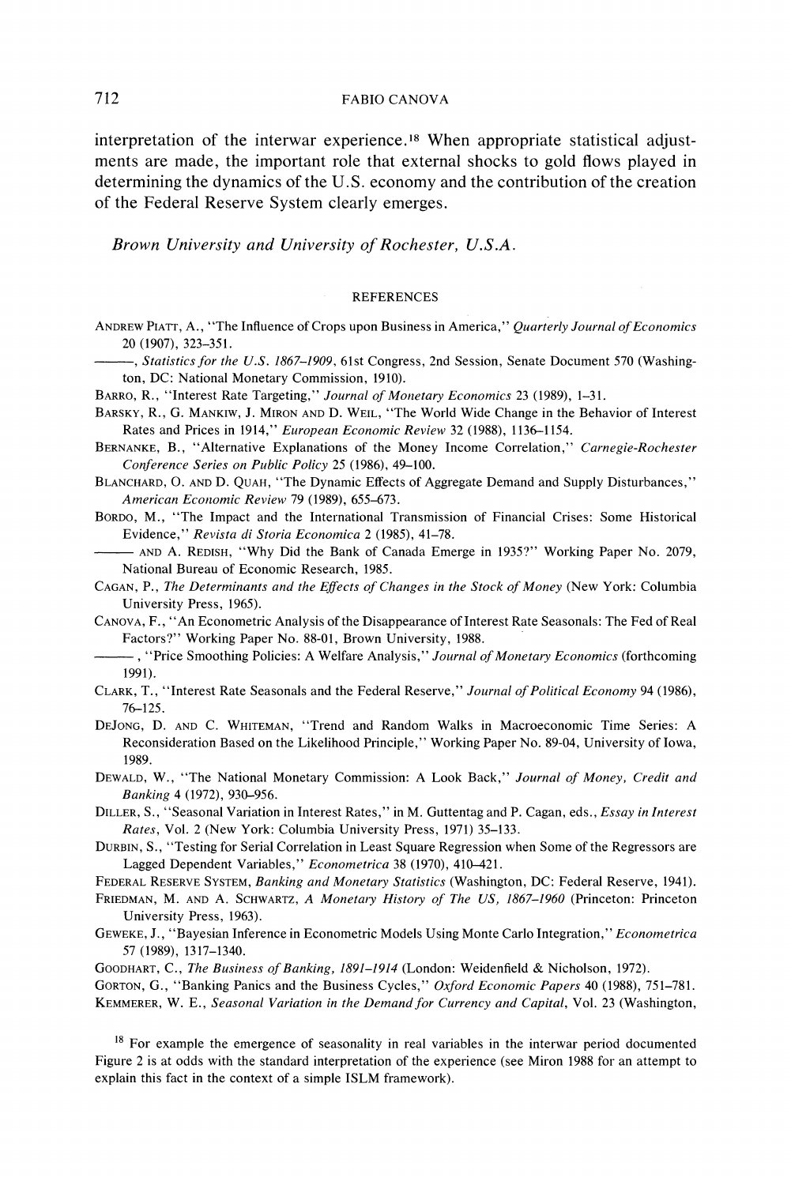interpretation of the interwar experience.[18] When appropriate statistical adjustments are made, the important role that external shocks to gold flows played in determining the dynamics of the U.S. economy and the contribution of the creation of the Federal Reserve System clearly emerges.

*Brown University and University of Rochester, U.S.A.*

## REFERENCES

ANDREW PIATT, A., "The Influence of Crops upon Business in America," *Quarterly Journal of Economics* 20 (1907), 323–351.

———, *Statistics for the U.S. 1867–1909*, 61st Congress, 2nd Session, Senate Document 570 (Washington, DC: National Monetary Commission, 1910).

BARRO, R., "Interest Rate Targeting," *Journal of Monetary Economics* 23 (1989), 1–31.

BARSKY, R., G. MANKIW, J. MIRON AND D. WEIL, "The World Wide Change in the Behavior of Interest Rates and Prices in 1914," *European Economic Review* 32 (1988), 1136–1154.

BERNANKE, B., "Alternative Explanations of the Money Income Correlation," *Carnegie-Rochester Conference Series on Public Policy* 25 (1986), 49–100.

BLANCHARD, O. AND D. QUAH, "The Dynamic Effects of Aggregate Demand and Supply Disturbances," *American Economic Review* 79 (1989), 655–673.

BORDO, M., "The Impact and the International Transmission of Financial Crises: Some Historical Evidence," *Revista di Storia Economica* 2 (1985), 41–78.

——— AND A. REDISH, "Why Did the Bank of Canada Emerge in 1935?" Working Paper No. 2079, National Bureau of Economic Research, 1985.

CAGAN, P., *The Determinants and the Effects of Changes in the Stock of Money* (New York: Columbia University Press, 1965).

CANOVA, F., "An Econometric Analysis of the Disappearance of Interest Rate Seasonals: The Fed of Real Factors?" Working Paper No. 88-01, Brown University, 1988.

———, "Price Smoothing Policies: A Welfare Analysis," *Journal of Monetary Economics* (forthcoming 1991).

CLARK, T., "Interest Rate Seasonals and the Federal Reserve," *Journal of Political Economy* 94 (1986), 76–125.

DEJONG, D. AND C. WHITEMAN, "Trend and Random Walks in Macroeconomic Time Series: A Reconsideration Based on the Likelihood Principle," Working Paper No. 89-04, University of Iowa, 1989.

DEWALD, W., "The National Monetary Commission: A Look Back," *Journal of Money, Credit and Banking* 4 (1972), 930–956.

DILLER, S., "Seasonal Variation in Interest Rates," in M. Guttentag and P. Cagan, eds., *Essay in Interest Rates*, Vol. 2 (New York: Columbia University Press, 1971) 35–133.

DURBIN, S., "Testing for Serial Correlation in Least Square Regression when Some of the Regressors are Lagged Dependent Variables," *Econometrica* 38 (1970), 410–421.

FEDERAL RESERVE SYSTEM, *Banking and Monetary Statistics* (Washington, DC: Federal Reserve, 1941).

FRIEDMAN, M. AND A. SCHWARTZ, *A Monetary History of The US, 1867–1960* (Princeton: Princeton University Press, 1963).

GEWEKE, J., "Bayesian Inference in Econometric Models Using Monte Carlo Integration," *Econometrica* 57 (1989), 1317–1340.

GOODHART, C., *The Business of Banking, 1891–1914* (London: Weidenfield & Nicholson, 1972).

GORTON, G., "Banking Panics and the Business Cycles," *Oxford Economic Papers* 40 (1988), 751–781.

KEMMERER, W. E., *Seasonal Variation in the Demand for Currency and Capital*, Vol. 23 (Washington,

[18] For example the emergence of seasonality in real variables in the interwar period documented Figure 2 is at odds with the standard interpretation of the experience (see Miron 1988 for an attempt to explain this fact in the context of a simple ISLM framework).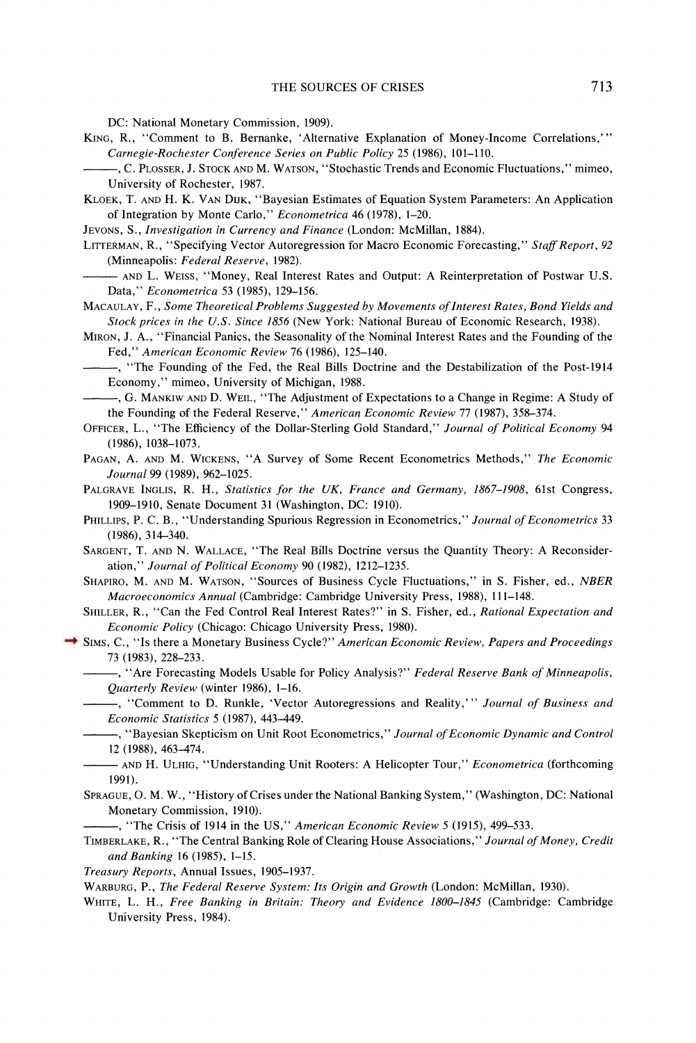DC: National Monetary Commission, 1909).

KING, R., "Comment to B. Bernanke, 'Alternative Explanation of Money-Income Correlations,'" *Carnegie-Rochester Conference Series on Public Policy* 25 (1986), 101–110.

———, C. PLOSSER, J. STOCK AND M. WATSON, "Stochastic Trends and Economic Fluctuations," mimeo, University of Rochester, 1987.

KLOEK, T. AND H. K. VAN DIJK, "Bayesian Estimates of Equation System Parameters: An Application of Integration by Monte Carlo," *Econometrica* 46 (1978), 1–20.

JEVONS, S., *Investigation in Currency and Finance* (London: McMillan, 1884).

LITTERMAN, R., "Specifying Vector Autoregression for Macro Economic Forecasting," *Staff Report, 92* (Minneapolis: *Federal Reserve*, 1982).

——— AND L. WEISS, "Money, Real Interest Rates and Output: A Reinterpretation of Postwar U.S. Data," *Econometrica* 53 (1985), 129–156.

MACAULAY, F., *Some Theoretical Problems Suggested by Movements of Interest Rates, Bond Yields and Stock prices in the U.S. Since 1856* (New York: National Bureau of Economic Research, 1938).

MIRON, J. A., "Financial Panics, the Seasonality of the Nominal Interest Rates and the Founding of the Fed," *American Economic Review* 76 (1986), 125–140.

———, "The Founding of the Fed, the Real Bills Doctrine and the Destabilization of the Post-1914 Economy," mimeo, University of Michigan, 1988.

———, G. MANKIW AND D. WEIL, "The Adjustment of Expectations to a Change in Regime: A Study of the Founding of the Federal Reserve," *American Economic Review* 77 (1987), 358–374.

OFFICER, L., "The Efficiency of the Dollar-Sterling Gold Standard," *Journal of Political Economy* 94 (1986), 1038–1073.

PAGAN, A. AND M. WICKENS, "A Survey of Some Recent Econometrics Methods," *The Economic Journal* 99 (1989), 962–1025.

PALGRAVE INGLIS, R. H., *Statistics for the UK, France and Germany, 1867–1908*, 61st Congress, 1909–1910, Senate Document 31 (Washington, DC: 1910).

PHILLIPS, P. C. B., "Understanding Spurious Regression in Econometrics," *Journal of Econometrics* 33 (1986), 314–340.

SARGENT, T. AND N. WALLACE, "The Real Bills Doctrine versus the Quantity Theory: A Reconsideration," *Journal of Political Economy* 90 (1982), 1212–1235.

SHAPIRO, M. AND M. WATSON, "Sources of Business Cycle Fluctuations," in S. Fisher, ed., *NBER Macroeconomics Annual* (Cambridge: Cambridge University Press, 1988), 111–148.

SHILLER, R., "Can the Fed Control Real Interest Rates?" in S. Fisher, ed., *Rational Expectation and Economic Policy* (Chicago: Chicago University Press, 1980).

SIMS, C., "Is there a Monetary Business Cycle?" *American Economic Review, Papers and Proceedings* 73 (1983), 228–233.

———, "Are Forecasting Models Usable for Policy Analysis?" *Federal Reserve Bank of Minneapolis, Quarterly Review* (winter 1986), 1–16.

———, "Comment to D. Runkle, 'Vector Autoregressions and Reality,'" *Journal of Business and Economic Statistics* 5 (1987), 443–449.

———, "Bayesian Skepticism on Unit Root Econometrics," *Journal of Economic Dynamic and Control* 12 (1988), 463–474.

——— AND H. ULHIG, "Understanding Unit Rooters: A Helicopter Tour," *Econometrica* (forthcoming 1991).

SPRAGUE, O. M. W., "History of Crises under the National Banking System," (Washington, DC: National Monetary Commission, 1910).

———, "The Crisis of 1914 in the US," *American Economic Review* 5 (1915), 499–533.

TIMBERLAKE, R., "The Central Banking Role of Clearing House Associations," *Journal of Money, Credit and Banking* 16 (1985), 1–15.

*Treasury Reports*, Annual Issues, 1905–1937.

WARBURG, P., *The Federal Reserve System: Its Origin and Growth* (London: McMillan, 1930).

WHITE, L. H., *Free Banking in Britain: Theory and Evidence 1800–1845* (Cambridge: Cambridge University Press, 1984).